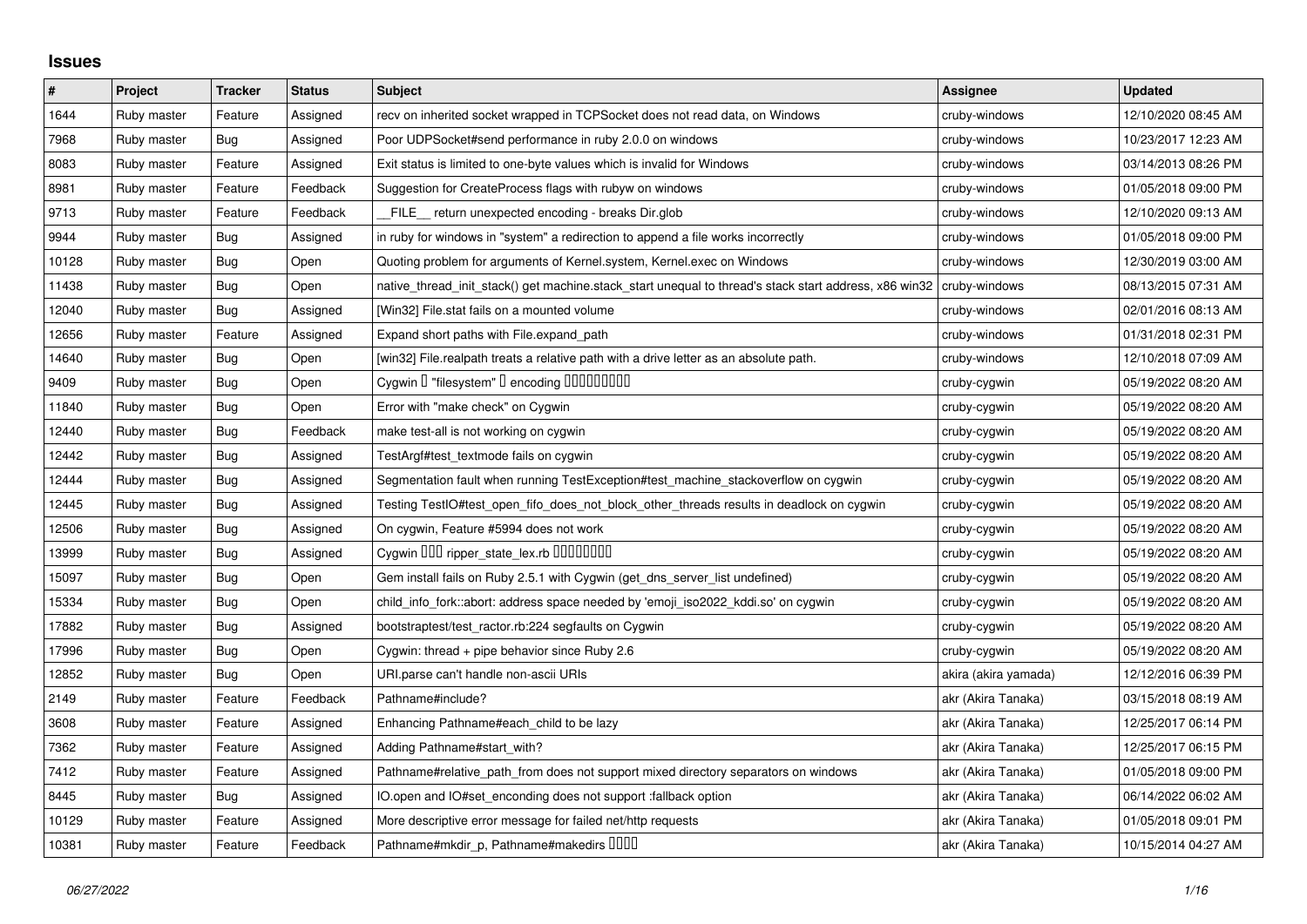# Issues

| # | Project | Tracker | Status | Subject | Assignee | Updated |
|---|---|---|---|---|---|---|
| 1644 | Ruby master | Feature | Assigned | recv on inherited socket wrapped in TCPSocket does not read data, on Windows | cruby-windows | 12/10/2020 08:45 AM |
| 7968 | Ruby master | Bug | Assigned | Poor UDPSocket#send performance in ruby 2.0.0 on windows | cruby-windows | 10/23/2017 12:23 AM |
| 8083 | Ruby master | Feature | Assigned | Exit status is limited to one-byte values which is invalid for Windows | cruby-windows | 03/14/2013 08:26 PM |
| 8981 | Ruby master | Feature | Feedback | Suggestion for CreateProcess flags with rubyw on windows | cruby-windows | 01/05/2018 09:00 PM |
| 9713 | Ruby master | Feature | Feedback | __FILE__ return unexpected encoding - breaks Dir.glob | cruby-windows | 12/10/2020 09:13 AM |
| 9944 | Ruby master | Bug | Assigned | in ruby for windows in "system" a redirection to append a file works incorrectly | cruby-windows | 01/05/2018 09:00 PM |
| 10128 | Ruby master | Bug | Open | Quoting problem for arguments of Kernel.system, Kernel.exec on Windows | cruby-windows | 12/30/2019 03:00 AM |
| 11438 | Ruby master | Bug | Open | native_thread_init_stack() get machine.stack_start unequal to thread's stack start address, x86 win32 | cruby-windows | 08/13/2015 07:31 AM |
| 12040 | Ruby master | Bug | Assigned | [Win32] File.stat fails on a mounted volume | cruby-windows | 02/01/2016 08:13 AM |
| 12656 | Ruby master | Feature | Assigned | Expand short paths with File.expand_path | cruby-windows | 01/31/2018 02:31 PM |
| 14640 | Ruby master | Bug | Open | [win32] File.realpath treats a relative path with a drive letter as an absolute path. | cruby-windows | 12/10/2018 07:09 AM |
| 9409 | Ruby master | Bug | Open | Cygwin □ "filesystem" □ encoding □□□□□□□□□ | cruby-cygwin | 05/19/2022 08:20 AM |
| 11840 | Ruby master | Bug | Open | Error with "make check" on Cygwin | cruby-cygwin | 05/19/2022 08:20 AM |
| 12440 | Ruby master | Bug | Feedback | make test-all is not working on cygwin | cruby-cygwin | 05/19/2022 08:20 AM |
| 12442 | Ruby master | Bug | Assigned | TestArgf#test_textmode fails on cygwin | cruby-cygwin | 05/19/2022 08:20 AM |
| 12444 | Ruby master | Bug | Assigned | Segmentation fault when running TestException#test_machine_stackoverflow on cygwin | cruby-cygwin | 05/19/2022 08:20 AM |
| 12445 | Ruby master | Bug | Assigned | Testing TestIO#test_open_fifo_does_not_block_other_threads results in deadlock on cygwin | cruby-cygwin | 05/19/2022 08:20 AM |
| 12506 | Ruby master | Bug | Assigned | On cygwin, Feature #5994 does not work | cruby-cygwin | 05/19/2022 08:20 AM |
| 13999 | Ruby master | Bug | Assigned | Cygwin □□□ ripper_state_lex.rb □□□□□□□□ | cruby-cygwin | 05/19/2022 08:20 AM |
| 15097 | Ruby master | Bug | Open | Gem install fails on Ruby 2.5.1 with Cygwin (get_dns_server_list undefined) | cruby-cygwin | 05/19/2022 08:20 AM |
| 15334 | Ruby master | Bug | Open | child_info_fork::abort: address space needed by 'emoji_iso2022_kddi.so' on cygwin | cruby-cygwin | 05/19/2022 08:20 AM |
| 17882 | Ruby master | Bug | Assigned | bootstraptest/test_ractor.rb:224 segfaults on Cygwin | cruby-cygwin | 05/19/2022 08:20 AM |
| 17996 | Ruby master | Bug | Open | Cygwin: thread + pipe behavior since Ruby 2.6 | cruby-cygwin | 05/19/2022 08:20 AM |
| 12852 | Ruby master | Bug | Open | URI.parse can't handle non-ascii URIs | akira (akira yamada) | 12/12/2016 06:39 PM |
| 2149 | Ruby master | Feature | Feedback | Pathname#include? | akr (Akira Tanaka) | 03/15/2018 08:19 AM |
| 3608 | Ruby master | Feature | Assigned | Enhancing Pathname#each_child to be lazy | akr (Akira Tanaka) | 12/25/2017 06:14 PM |
| 7362 | Ruby master | Feature | Assigned | Adding Pathname#start_with? | akr (Akira Tanaka) | 12/25/2017 06:15 PM |
| 7412 | Ruby master | Feature | Assigned | Pathname#relative_path_from does not support mixed directory separators on windows | akr (Akira Tanaka) | 01/05/2018 09:00 PM |
| 8445 | Ruby master | Bug | Assigned | IO.open and IO#set_enconding does not support :fallback option | akr (Akira Tanaka) | 06/14/2022 06:02 AM |
| 10129 | Ruby master | Feature | Assigned | More descriptive error message for failed net/http requests | akr (Akira Tanaka) | 01/05/2018 09:01 PM |
| 10381 | Ruby master | Feature | Feedback | Pathname#mkdir_p, Pathname#makedirs □□□□ | akr (Akira Tanaka) | 10/15/2014 04:27 AM |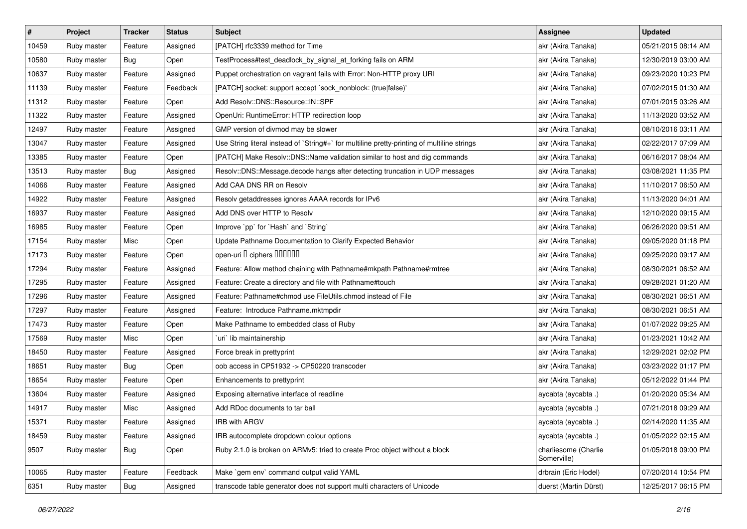| # | Project | Tracker | Status | Subject | Assignee | Updated |
|---|---|---|---|---|---|---|
| 10459 | Ruby master | Feature | Assigned | [PATCH] rfc3339 method for Time | akr (Akira Tanaka) | 05/21/2015 08:14 AM |
| 10580 | Ruby master | Bug | Open | TestProcess#test_deadlock_by_signal_at_forking fails on ARM | akr (Akira Tanaka) | 12/30/2019 03:00 AM |
| 10637 | Ruby master | Feature | Assigned | Puppet orchestration on vagrant fails with Error: Non-HTTP proxy URI | akr (Akira Tanaka) | 09/23/2020 10:23 PM |
| 11139 | Ruby master | Feature | Feedback | [PATCH] socket: support accept `sock_nonblock: (true\|false)' | akr (Akira Tanaka) | 07/02/2015 01:30 AM |
| 11312 | Ruby master | Feature | Open | Add Resolv::DNS::Resource::IN::SPF | akr (Akira Tanaka) | 07/01/2015 03:26 AM |
| 11322 | Ruby master | Feature | Assigned | OpenUri: RuntimeError: HTTP redirection loop | akr (Akira Tanaka) | 11/13/2020 03:52 AM |
| 12497 | Ruby master | Feature | Assigned | GMP version of divmod may be slower | akr (Akira Tanaka) | 08/10/2016 03:11 AM |
| 13047 | Ruby master | Feature | Assigned | Use String literal instead of `String#+` for multiline pretty-printing of multiline strings | akr (Akira Tanaka) | 02/22/2017 07:09 AM |
| 13385 | Ruby master | Feature | Open | [PATCH] Make Resolv::DNS::Name validation similar to host and dig commands | akr (Akira Tanaka) | 06/16/2017 08:04 AM |
| 13513 | Ruby master | Bug | Assigned | Resolv::DNS::Message.decode hangs after detecting truncation in UDP messages | akr (Akira Tanaka) | 03/08/2021 11:35 PM |
| 14066 | Ruby master | Feature | Assigned | Add CAA DNS RR on Resolv | akr (Akira Tanaka) | 11/10/2017 06:50 AM |
| 14922 | Ruby master | Feature | Assigned | Resolv getaddresses ignores AAAA records for IPv6 | akr (Akira Tanaka) | 11/13/2020 04:01 AM |
| 16937 | Ruby master | Feature | Assigned | Add DNS over HTTP to Resolv | akr (Akira Tanaka) | 12/10/2020 09:15 AM |
| 16985 | Ruby master | Feature | Open | Improve `pp` for `Hash` and `String` | akr (Akira Tanaka) | 06/26/2020 09:51 AM |
| 17154 | Ruby master | Misc | Open | Update Pathname Documentation to Clarify Expected Behavior | akr (Akira Tanaka) | 09/05/2020 01:18 PM |
| 17173 | Ruby master | Feature | Open | open-uri ciphers | akr (Akira Tanaka) | 09/25/2020 09:17 AM |
| 17294 | Ruby master | Feature | Assigned | Feature: Allow method chaining with Pathname#mkpath Pathname#rmtree | akr (Akira Tanaka) | 08/30/2021 06:52 AM |
| 17295 | Ruby master | Feature | Assigned | Feature: Create a directory and file with Pathname#touch | akr (Akira Tanaka) | 09/28/2021 01:20 AM |
| 17296 | Ruby master | Feature | Assigned | Feature: Pathname#chmod use FileUtils.chmod instead of File | akr (Akira Tanaka) | 08/30/2021 06:51 AM |
| 17297 | Ruby master | Feature | Assigned | Feature: Introduce Pathname.mktmpdir | akr (Akira Tanaka) | 08/30/2021 06:51 AM |
| 17473 | Ruby master | Feature | Open | Make Pathname to embedded class of Ruby | akr (Akira Tanaka) | 01/07/2022 09:25 AM |
| 17569 | Ruby master | Misc | Open | `uri` lib maintainership | akr (Akira Tanaka) | 01/23/2021 10:42 AM |
| 18450 | Ruby master | Feature | Assigned | Force break in prettyprint | akr (Akira Tanaka) | 12/29/2021 02:02 PM |
| 18651 | Ruby master | Bug | Open | oob access in CP51932 -> CP50220 transcoder | akr (Akira Tanaka) | 03/23/2022 01:17 PM |
| 18654 | Ruby master | Feature | Open | Enhancements to prettyprint | akr (Akira Tanaka) | 05/12/2022 01:44 PM |
| 13604 | Ruby master | Feature | Assigned | Exposing alternative interface of readline | aycabta (aycabta .) | 01/20/2020 05:34 AM |
| 14917 | Ruby master | Misc | Assigned | Add RDoc documents to tar ball | aycabta (aycabta .) | 07/21/2018 09:29 AM |
| 15371 | Ruby master | Feature | Assigned | IRB with ARGV | aycabta (aycabta .) | 02/14/2020 11:35 AM |
| 18459 | Ruby master | Feature | Assigned | IRB autocomplete dropdown colour options | aycabta (aycabta .) | 01/05/2022 02:15 AM |
| 9507 | Ruby master | Bug | Open | Ruby 2.1.0 is broken on ARMv5: tried to create Proc object without a block | charliesome (Charlie Somerville) | 01/05/2018 09:00 PM |
| 10065 | Ruby master | Feature | Feedback | Make `gem env` command output valid YAML | drbrain (Eric Hodel) | 07/20/2014 10:54 PM |
| 6351 | Ruby master | Bug | Assigned | transcode table generator does not support multi characters of Unicode | duerst (Martin Dürst) | 12/25/2017 06:15 PM |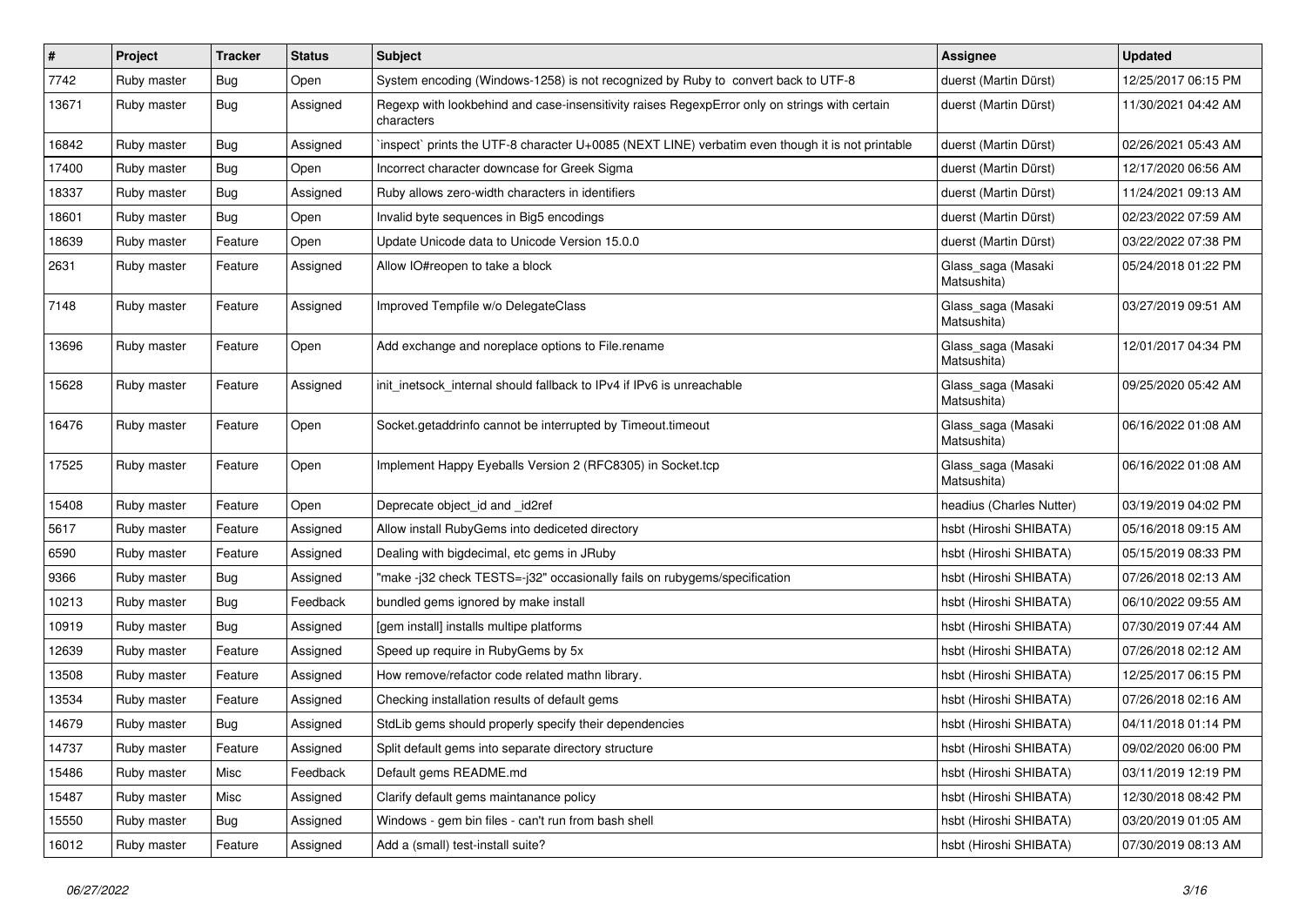| # | Project | Tracker | Status | Subject | Assignee | Updated |
|---|---|---|---|---|---|---|
| 7742 | Ruby master | Bug | Open | System encoding (Windows-1258) is not recognized by Ruby to convert back to UTF-8 | duerst (Martin Dürst) | 12/25/2017 06:15 PM |
| 13671 | Ruby master | Bug | Assigned | Regexp with lookbehind and case-insensitivity raises RegexpError only on strings with certain characters | duerst (Martin Dürst) | 11/30/2021 04:42 AM |
| 16842 | Ruby master | Bug | Assigned | `inspect` prints the UTF-8 character U+0085 (NEXT LINE) verbatim even though it is not printable | duerst (Martin Dürst) | 02/26/2021 05:43 AM |
| 17400 | Ruby master | Bug | Open | Incorrect character downcase for Greek Sigma | duerst (Martin Dürst) | 12/17/2020 06:56 AM |
| 18337 | Ruby master | Bug | Assigned | Ruby allows zero-width characters in identifiers | duerst (Martin Dürst) | 11/24/2021 09:13 AM |
| 18601 | Ruby master | Bug | Open | Invalid byte sequences in Big5 encodings | duerst (Martin Dürst) | 02/23/2022 07:59 AM |
| 18639 | Ruby master | Feature | Open | Update Unicode data to Unicode Version 15.0.0 | duerst (Martin Dürst) | 03/22/2022 07:38 PM |
| 2631 | Ruby master | Feature | Assigned | Allow IO#reopen to take a block | Glass_saga (Masaki Matsushita) | 05/24/2018 01:22 PM |
| 7148 | Ruby master | Feature | Assigned | Improved Tempfile w/o DelegateClass | Glass_saga (Masaki Matsushita) | 03/27/2019 09:51 AM |
| 13696 | Ruby master | Feature | Open | Add exchange and noreplace options to File.rename | Glass_saga (Masaki Matsushita) | 12/01/2017 04:34 PM |
| 15628 | Ruby master | Feature | Assigned | init_inetsock_internal should fallback to IPv4 if IPv6 is unreachable | Glass_saga (Masaki Matsushita) | 09/25/2020 05:42 AM |
| 16476 | Ruby master | Feature | Open | Socket.getaddrinfo cannot be interrupted by Timeout.timeout | Glass_saga (Masaki Matsushita) | 06/16/2022 01:08 AM |
| 17525 | Ruby master | Feature | Open | Implement Happy Eyeballs Version 2 (RFC8305) in Socket.tcp | Glass_saga (Masaki Matsushita) | 06/16/2022 01:08 AM |
| 15408 | Ruby master | Feature | Open | Deprecate object_id and _id2ref | headius (Charles Nutter) | 03/19/2019 04:02 PM |
| 5617 | Ruby master | Feature | Assigned | Allow install RubyGems into dediceted directory | hsbt (Hiroshi SHIBATA) | 05/16/2018 09:15 AM |
| 6590 | Ruby master | Feature | Assigned | Dealing with bigdecimal, etc gems in JRuby | hsbt (Hiroshi SHIBATA) | 05/15/2019 08:33 PM |
| 9366 | Ruby master | Bug | Assigned | "make -j32 check TESTS=-j32" occasionally fails on rubygems/specification | hsbt (Hiroshi SHIBATA) | 07/26/2018 02:13 AM |
| 10213 | Ruby master | Bug | Feedback | bundled gems ignored by make install | hsbt (Hiroshi SHIBATA) | 06/10/2022 09:55 AM |
| 10919 | Ruby master | Bug | Assigned | [gem install] installs multipe platforms | hsbt (Hiroshi SHIBATA) | 07/30/2019 07:44 AM |
| 12639 | Ruby master | Feature | Assigned | Speed up require in RubyGems by 5x | hsbt (Hiroshi SHIBATA) | 07/26/2018 02:12 AM |
| 13508 | Ruby master | Feature | Assigned | How remove/refactor code related mathn library. | hsbt (Hiroshi SHIBATA) | 12/25/2017 06:15 PM |
| 13534 | Ruby master | Feature | Assigned | Checking installation results of default gems | hsbt (Hiroshi SHIBATA) | 07/26/2018 02:16 AM |
| 14679 | Ruby master | Bug | Assigned | StdLib gems should properly specify their dependencies | hsbt (Hiroshi SHIBATA) | 04/11/2018 01:14 PM |
| 14737 | Ruby master | Feature | Assigned | Split default gems into separate directory structure | hsbt (Hiroshi SHIBATA) | 09/02/2020 06:00 PM |
| 15486 | Ruby master | Misc | Feedback | Default gems README.md | hsbt (Hiroshi SHIBATA) | 03/11/2019 12:19 PM |
| 15487 | Ruby master | Misc | Assigned | Clarify default gems maintanance policy | hsbt (Hiroshi SHIBATA) | 12/30/2018 08:42 PM |
| 15550 | Ruby master | Bug | Assigned | Windows - gem bin files - can't run from bash shell | hsbt (Hiroshi SHIBATA) | 03/20/2019 01:05 AM |
| 16012 | Ruby master | Feature | Assigned | Add a (small) test-install suite? | hsbt (Hiroshi SHIBATA) | 07/30/2019 08:13 AM |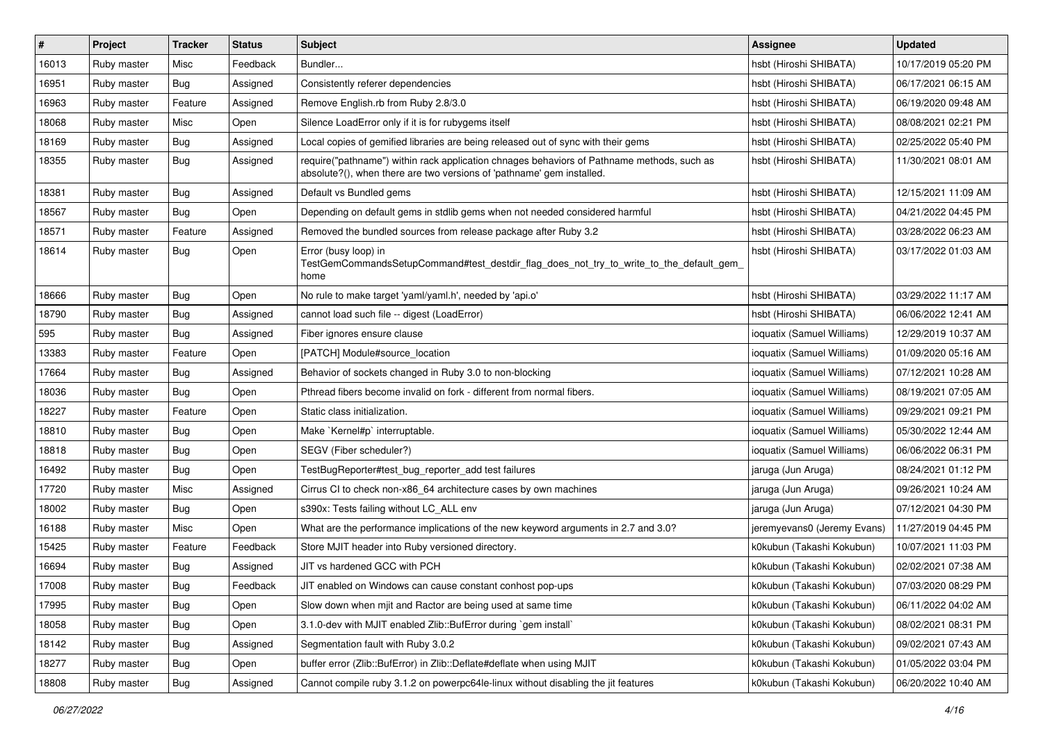| # | Project | Tracker | Status | Subject | Assignee | Updated |
|---|---|---|---|---|---|---|
| 16013 | Ruby master | Misc | Feedback | Bundler... | hsbt (Hiroshi SHIBATA) | 10/17/2019 05:20 PM |
| 16951 | Ruby master | Bug | Assigned | Consistently referer dependencies | hsbt (Hiroshi SHIBATA) | 06/17/2021 06:15 AM |
| 16963 | Ruby master | Feature | Assigned | Remove English.rb from Ruby 2.8/3.0 | hsbt (Hiroshi SHIBATA) | 06/19/2020 09:48 AM |
| 18068 | Ruby master | Misc | Open | Silence LoadError only if it is for rubygems itself | hsbt (Hiroshi SHIBATA) | 08/08/2021 02:21 PM |
| 18169 | Ruby master | Bug | Assigned | Local copies of gemified libraries are being released out of sync with their gems | hsbt (Hiroshi SHIBATA) | 02/25/2022 05:40 PM |
| 18355 | Ruby master | Bug | Assigned | require("pathname") within rack application chnages behaviors of Pathname methods, such as absolute?(), when there are two versions of 'pathname' gem installed. | hsbt (Hiroshi SHIBATA) | 11/30/2021 08:01 AM |
| 18381 | Ruby master | Bug | Assigned | Default vs Bundled gems | hsbt (Hiroshi SHIBATA) | 12/15/2021 11:09 AM |
| 18567 | Ruby master | Bug | Open | Depending on default gems in stdlib gems when not needed considered harmful | hsbt (Hiroshi SHIBATA) | 04/21/2022 04:45 PM |
| 18571 | Ruby master | Feature | Assigned | Removed the bundled sources from release package after Ruby 3.2 | hsbt (Hiroshi SHIBATA) | 03/28/2022 06:23 AM |
| 18614 | Ruby master | Bug | Open | Error (busy loop) in TestGemCommandsSetupCommand#test_destdir_flag_does_not_try_to_write_to_the_default_gem_home | hsbt (Hiroshi SHIBATA) | 03/17/2022 01:03 AM |
| 18666 | Ruby master | Bug | Open | No rule to make target 'yaml/yaml.h', needed by 'api.o' | hsbt (Hiroshi SHIBATA) | 03/29/2022 11:17 AM |
| 18790 | Ruby master | Bug | Assigned | cannot load such file -- digest (LoadError) | hsbt (Hiroshi SHIBATA) | 06/06/2022 12:41 AM |
| 595 | Ruby master | Bug | Assigned | Fiber ignores ensure clause | ioquatix (Samuel Williams) | 12/29/2019 10:37 AM |
| 13383 | Ruby master | Feature | Open | [PATCH] Module#source_location | ioquatix (Samuel Williams) | 01/09/2020 05:16 AM |
| 17664 | Ruby master | Bug | Assigned | Behavior of sockets changed in Ruby 3.0 to non-blocking | ioquatix (Samuel Williams) | 07/12/2021 10:28 AM |
| 18036 | Ruby master | Bug | Open | Pthread fibers become invalid on fork - different from normal fibers. | ioquatix (Samuel Williams) | 08/19/2021 07:05 AM |
| 18227 | Ruby master | Feature | Open | Static class initialization. | ioquatix (Samuel Williams) | 09/29/2021 09:21 PM |
| 18810 | Ruby master | Bug | Open | Make `Kernel#p` interruptable. | ioquatix (Samuel Williams) | 05/30/2022 12:44 AM |
| 18818 | Ruby master | Bug | Open | SEGV (Fiber scheduler?) | ioquatix (Samuel Williams) | 06/06/2022 06:31 PM |
| 16492 | Ruby master | Bug | Open | TestBugReporter#test_bug_reporter_add test failures | jaruga (Jun Aruga) | 08/24/2021 01:12 PM |
| 17720 | Ruby master | Misc | Assigned | Cirrus CI to check non-x86_64 architecture cases by own machines | jaruga (Jun Aruga) | 09/26/2021 10:24 AM |
| 18002 | Ruby master | Bug | Open | s390x: Tests failing without LC_ALL env | jaruga (Jun Aruga) | 07/12/2021 04:30 PM |
| 16188 | Ruby master | Misc | Open | What are the performance implications of the new keyword arguments in 2.7 and 3.0? | jeremyevans0 (Jeremy Evans) | 11/27/2019 04:45 PM |
| 15425 | Ruby master | Feature | Feedback | Store MJIT header into Ruby versioned directory. | k0kubun (Takashi Kokubun) | 10/07/2021 11:03 PM |
| 16694 | Ruby master | Bug | Assigned | JIT vs hardened GCC with PCH | k0kubun (Takashi Kokubun) | 02/02/2021 07:38 AM |
| 17008 | Ruby master | Bug | Feedback | JIT enabled on Windows can cause constant conhost pop-ups | k0kubun (Takashi Kokubun) | 07/03/2020 08:29 PM |
| 17995 | Ruby master | Bug | Open | Slow down when mjit and Ractor are being used at same time | k0kubun (Takashi Kokubun) | 06/11/2022 04:02 AM |
| 18058 | Ruby master | Bug | Open | 3.1.0-dev with MJIT enabled Zlib::BufError during `gem install` | k0kubun (Takashi Kokubun) | 08/02/2021 08:31 PM |
| 18142 | Ruby master | Bug | Assigned | Segmentation fault with Ruby 3.0.2 | k0kubun (Takashi Kokubun) | 09/02/2021 07:43 AM |
| 18277 | Ruby master | Bug | Open | buffer error (Zlib::BufError) in Zlib::Deflate#deflate when using MJIT | k0kubun (Takashi Kokubun) | 01/05/2022 03:04 PM |
| 18808 | Ruby master | Bug | Assigned | Cannot compile ruby 3.1.2 on powerpc64le-linux without disabling the jit features | k0kubun (Takashi Kokubun) | 06/20/2022 10:40 AM |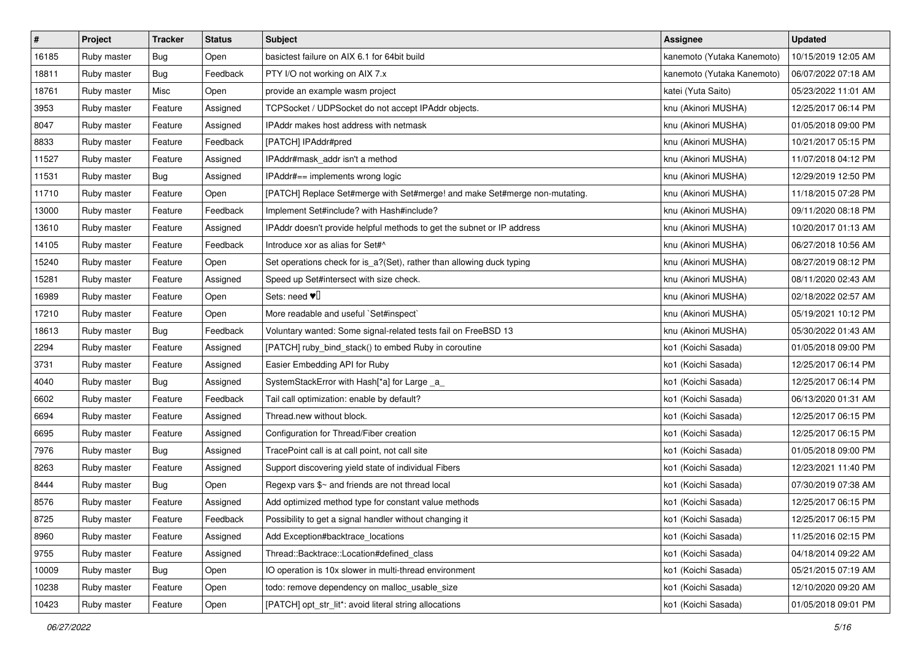| # | Project | Tracker | Status | Subject | Assignee | Updated |
|---|---|---|---|---|---|---|
| 16185 | Ruby master | Bug | Open | basictest failure on AIX 6.1 for 64bit build | kanemoto (Yutaka Kanemoto) | 10/15/2019 12:05 AM |
| 18811 | Ruby master | Bug | Feedback | PTY I/O not working on AIX 7.x | kanemoto (Yutaka Kanemoto) | 06/07/2022 07:18 AM |
| 18761 | Ruby master | Misc | Open | provide an example wasm project | katei (Yuta Saito) | 05/23/2022 11:01 AM |
| 3953 | Ruby master | Feature | Assigned | TCPSocket / UDPSocket do not accept IPAddr objects. | knu (Akinori MUSHA) | 12/25/2017 06:14 PM |
| 8047 | Ruby master | Feature | Assigned | IPAddr makes host address with netmask | knu (Akinori MUSHA) | 01/05/2018 09:00 PM |
| 8833 | Ruby master | Feature | Feedback | [PATCH] IPAddr#pred | knu (Akinori MUSHA) | 10/21/2017 05:15 PM |
| 11527 | Ruby master | Feature | Assigned | IPAddr#mask_addr isn't a method | knu (Akinori MUSHA) | 11/07/2018 04:12 PM |
| 11531 | Ruby master | Bug | Assigned | IPAddr#== implements wrong logic | knu (Akinori MUSHA) | 12/29/2019 12:50 PM |
| 11710 | Ruby master | Feature | Open | [PATCH] Replace Set#merge with Set#merge! and make Set#merge non-mutating. | knu (Akinori MUSHA) | 11/18/2015 07:28 PM |
| 13000 | Ruby master | Feature | Feedback | Implement Set#include? with Hash#include? | knu (Akinori MUSHA) | 09/11/2020 08:18 PM |
| 13610 | Ruby master | Feature | Assigned | IPAddr doesn't provide helpful methods to get the subnet or IP address | knu (Akinori MUSHA) | 10/20/2017 01:13 AM |
| 14105 | Ruby master | Feature | Feedback | Introduce xor as alias for Set#^ | knu (Akinori MUSHA) | 06/27/2018 10:56 AM |
| 15240 | Ruby master | Feature | Open | Set operations check for is_a?(Set), rather than allowing duck typing | knu (Akinori MUSHA) | 08/27/2019 08:12 PM |
| 15281 | Ruby master | Feature | Assigned | Speed up Set#intersect with size check. | knu (Akinori MUSHA) | 08/11/2020 02:43 AM |
| 16989 | Ruby master | Feature | Open | Sets: need ♥️ | knu (Akinori MUSHA) | 02/18/2022 02:57 AM |
| 17210 | Ruby master | Feature | Open | More readable and useful `Set#inspect` | knu (Akinori MUSHA) | 05/19/2021 10:12 PM |
| 18613 | Ruby master | Bug | Feedback | Voluntary wanted: Some signal-related tests fail on FreeBSD 13 | knu (Akinori MUSHA) | 05/30/2022 01:43 AM |
| 2294 | Ruby master | Feature | Assigned | [PATCH] ruby_bind_stack() to embed Ruby in coroutine | ko1 (Koichi Sasada) | 01/05/2018 09:00 PM |
| 3731 | Ruby master | Feature | Assigned | Easier Embedding API for Ruby | ko1 (Koichi Sasada) | 12/25/2017 06:14 PM |
| 4040 | Ruby master | Bug | Assigned | SystemStackError with Hash[*a] for Large _a_ | ko1 (Koichi Sasada) | 12/25/2017 06:14 PM |
| 6602 | Ruby master | Feature | Feedback | Tail call optimization: enable by default? | ko1 (Koichi Sasada) | 06/13/2020 01:31 AM |
| 6694 | Ruby master | Feature | Assigned | Thread.new without block. | ko1 (Koichi Sasada) | 12/25/2017 06:15 PM |
| 6695 | Ruby master | Feature | Assigned | Configuration for Thread/Fiber creation | ko1 (Koichi Sasada) | 12/25/2017 06:15 PM |
| 7976 | Ruby master | Bug | Assigned | TracePoint call is at call point, not call site | ko1 (Koichi Sasada) | 01/05/2018 09:00 PM |
| 8263 | Ruby master | Feature | Assigned | Support discovering yield state of individual Fibers | ko1 (Koichi Sasada) | 12/23/2021 11:40 PM |
| 8444 | Ruby master | Bug | Open | Regexp vars $~ and friends are not thread local | ko1 (Koichi Sasada) | 07/30/2019 07:38 AM |
| 8576 | Ruby master | Feature | Assigned | Add optimized method type for constant value methods | ko1 (Koichi Sasada) | 12/25/2017 06:15 PM |
| 8725 | Ruby master | Feature | Feedback | Possibility to get a signal handler without changing it | ko1 (Koichi Sasada) | 12/25/2017 06:15 PM |
| 8960 | Ruby master | Feature | Assigned | Add Exception#backtrace_locations | ko1 (Koichi Sasada) | 11/25/2016 02:15 PM |
| 9755 | Ruby master | Feature | Assigned | Thread::Backtrace::Location#defined_class | ko1 (Koichi Sasada) | 04/18/2014 09:22 AM |
| 10009 | Ruby master | Bug | Open | IO operation is 10x slower in multi-thread environment | ko1 (Koichi Sasada) | 05/21/2015 07:19 AM |
| 10238 | Ruby master | Feature | Open | todo: remove dependency on malloc_usable_size | ko1 (Koichi Sasada) | 12/10/2020 09:20 AM |
| 10423 | Ruby master | Feature | Open | [PATCH] opt_str_lit*: avoid literal string allocations | ko1 (Koichi Sasada) | 01/05/2018 09:01 PM |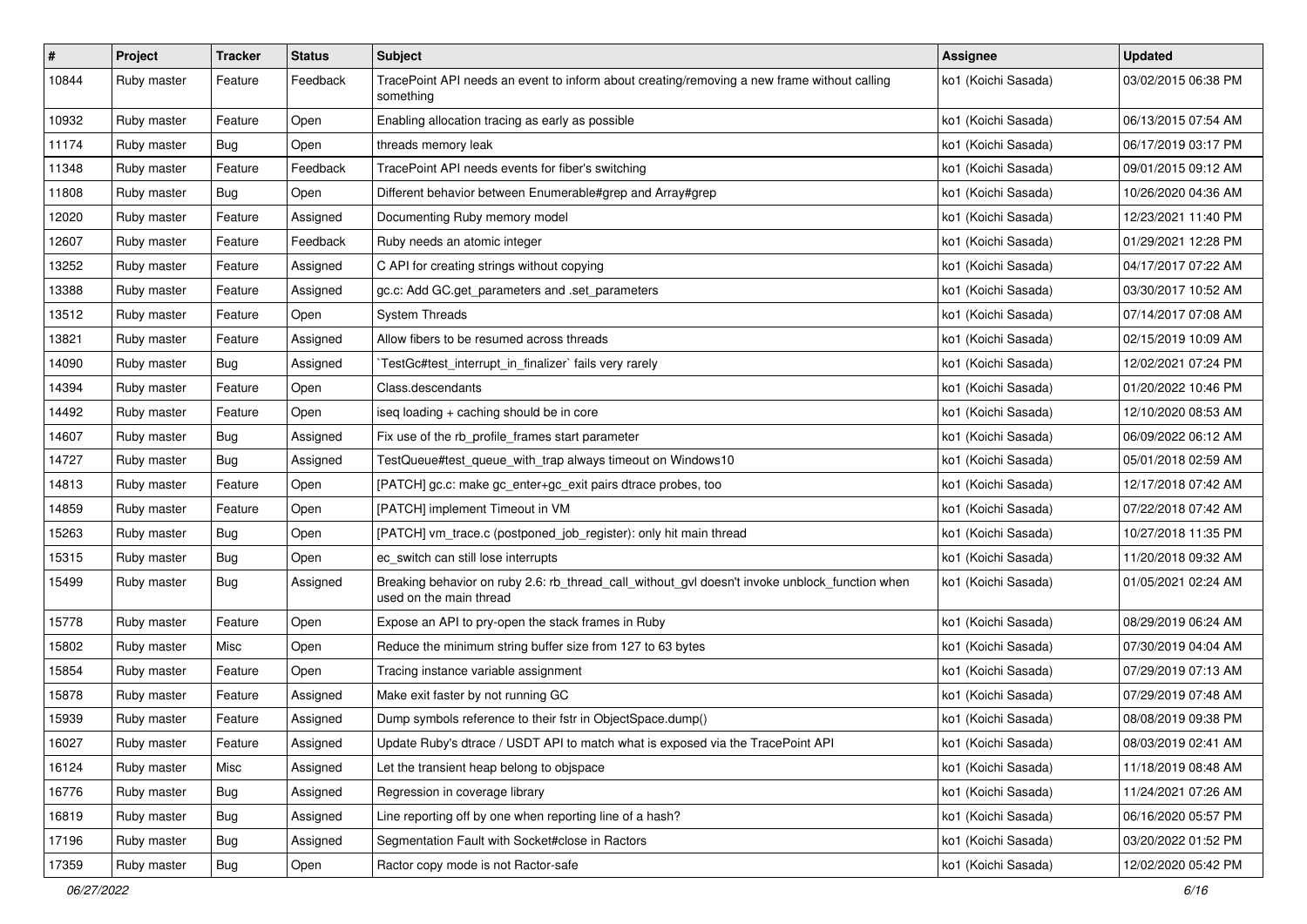| # | Project | Tracker | Status | Subject | Assignee | Updated |
|---|---|---|---|---|---|---|
| 10844 | Ruby master | Feature | Feedback | TracePoint API needs an event to inform about creating/removing a new frame without calling something | ko1 (Koichi Sasada) | 03/02/2015 06:38 PM |
| 10932 | Ruby master | Feature | Open | Enabling allocation tracing as early as possible | ko1 (Koichi Sasada) | 06/13/2015 07:54 AM |
| 11174 | Ruby master | Bug | Open | threads memory leak | ko1 (Koichi Sasada) | 06/17/2019 03:17 PM |
| 11348 | Ruby master | Feature | Feedback | TracePoint API needs events for fiber's switching | ko1 (Koichi Sasada) | 09/01/2015 09:12 AM |
| 11808 | Ruby master | Bug | Open | Different behavior between Enumerable#grep and Array#grep | ko1 (Koichi Sasada) | 10/26/2020 04:36 AM |
| 12020 | Ruby master | Feature | Assigned | Documenting Ruby memory model | ko1 (Koichi Sasada) | 12/23/2021 11:40 PM |
| 12607 | Ruby master | Feature | Feedback | Ruby needs an atomic integer | ko1 (Koichi Sasada) | 01/29/2021 12:28 PM |
| 13252 | Ruby master | Feature | Assigned | C API for creating strings without copying | ko1 (Koichi Sasada) | 04/17/2017 07:22 AM |
| 13388 | Ruby master | Feature | Assigned | gc.c: Add GC.get_parameters and .set_parameters | ko1 (Koichi Sasada) | 03/30/2017 10:52 AM |
| 13512 | Ruby master | Feature | Open | System Threads | ko1 (Koichi Sasada) | 07/14/2017 07:08 AM |
| 13821 | Ruby master | Feature | Assigned | Allow fibers to be resumed across threads | ko1 (Koichi Sasada) | 02/15/2019 10:09 AM |
| 14090 | Ruby master | Bug | Assigned | `TestGc#test_interrupt_in_finalizer` fails very rarely | ko1 (Koichi Sasada) | 12/02/2021 07:24 PM |
| 14394 | Ruby master | Feature | Open | Class.descendants | ko1 (Koichi Sasada) | 01/20/2022 10:46 PM |
| 14492 | Ruby master | Feature | Open | iseq loading + caching should be in core | ko1 (Koichi Sasada) | 12/10/2020 08:53 AM |
| 14607 | Ruby master | Bug | Assigned | Fix use of the rb_profile_frames start parameter | ko1 (Koichi Sasada) | 06/09/2022 06:12 AM |
| 14727 | Ruby master | Bug | Assigned | TestQueue#test_queue_with_trap always timeout on Windows10 | ko1 (Koichi Sasada) | 05/01/2018 02:59 AM |
| 14813 | Ruby master | Feature | Open | [PATCH] gc.c: make gc_enter+gc_exit pairs dtrace probes, too | ko1 (Koichi Sasada) | 12/17/2018 07:42 AM |
| 14859 | Ruby master | Feature | Open | [PATCH] implement Timeout in VM | ko1 (Koichi Sasada) | 07/22/2018 07:42 AM |
| 15263 | Ruby master | Bug | Open | [PATCH] vm_trace.c (postponed_job_register): only hit main thread | ko1 (Koichi Sasada) | 10/27/2018 11:35 PM |
| 15315 | Ruby master | Bug | Open | ec_switch can still lose interrupts | ko1 (Koichi Sasada) | 11/20/2018 09:32 AM |
| 15499 | Ruby master | Bug | Assigned | Breaking behavior on ruby 2.6: rb_thread_call_without_gvl doesn't invoke unblock_function when used on the main thread | ko1 (Koichi Sasada) | 01/05/2021 02:24 AM |
| 15778 | Ruby master | Feature | Open | Expose an API to pry-open the stack frames in Ruby | ko1 (Koichi Sasada) | 08/29/2019 06:24 AM |
| 15802 | Ruby master | Misc | Open | Reduce the minimum string buffer size from 127 to 63 bytes | ko1 (Koichi Sasada) | 07/30/2019 04:04 AM |
| 15854 | Ruby master | Feature | Open | Tracing instance variable assignment | ko1 (Koichi Sasada) | 07/29/2019 07:13 AM |
| 15878 | Ruby master | Feature | Assigned | Make exit faster by not running GC | ko1 (Koichi Sasada) | 07/29/2019 07:48 AM |
| 15939 | Ruby master | Feature | Assigned | Dump symbols reference to their fstr in ObjectSpace.dump() | ko1 (Koichi Sasada) | 08/08/2019 09:38 PM |
| 16027 | Ruby master | Feature | Assigned | Update Ruby's dtrace / USDT API to match what is exposed via the TracePoint API | ko1 (Koichi Sasada) | 08/03/2019 02:41 AM |
| 16124 | Ruby master | Misc | Assigned | Let the transient heap belong to objspace | ko1 (Koichi Sasada) | 11/18/2019 08:48 AM |
| 16776 | Ruby master | Bug | Assigned | Regression in coverage library | ko1 (Koichi Sasada) | 11/24/2021 07:26 AM |
| 16819 | Ruby master | Bug | Assigned | Line reporting off by one when reporting line of a hash? | ko1 (Koichi Sasada) | 06/16/2020 05:57 PM |
| 17196 | Ruby master | Bug | Assigned | Segmentation Fault with Socket#close in Ractors | ko1 (Koichi Sasada) | 03/20/2022 01:52 PM |
| 17359 | Ruby master | Bug | Open | Ractor copy mode is not Ractor-safe | ko1 (Koichi Sasada) | 12/02/2020 05:42 PM |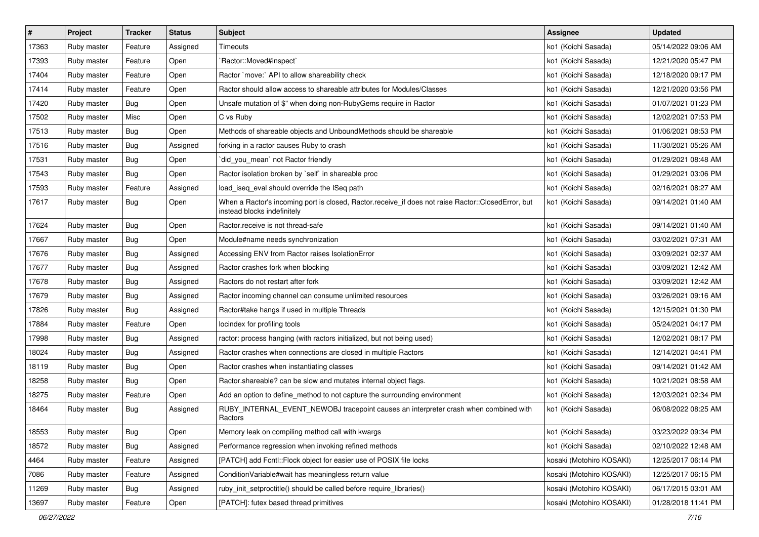| # | Project | Tracker | Status | Subject | Assignee | Updated |
|---|---|---|---|---|---|---|
| 17363 | Ruby master | Feature | Assigned | Timeouts | ko1 (Koichi Sasada) | 05/14/2022 09:06 AM |
| 17393 | Ruby master | Feature | Open | `Ractor::Moved#inspect` | ko1 (Koichi Sasada) | 12/21/2020 05:47 PM |
| 17404 | Ruby master | Feature | Open | Ractor `move:` API to allow shareability check | ko1 (Koichi Sasada) | 12/18/2020 09:17 PM |
| 17414 | Ruby master | Feature | Open | Ractor should allow access to shareable attributes for Modules/Classes | ko1 (Koichi Sasada) | 12/21/2020 03:56 PM |
| 17420 | Ruby master | Bug | Open | Unsafe mutation of $" when doing non-RubyGems require in Ractor | ko1 (Koichi Sasada) | 01/07/2021 01:23 PM |
| 17502 | Ruby master | Misc | Open | C vs Ruby | ko1 (Koichi Sasada) | 12/02/2021 07:53 PM |
| 17513 | Ruby master | Bug | Open | Methods of shareable objects and UnboundMethods should be shareable | ko1 (Koichi Sasada) | 01/06/2021 08:53 PM |
| 17516 | Ruby master | Bug | Assigned | forking in a ractor causes Ruby to crash | ko1 (Koichi Sasada) | 11/30/2021 05:26 AM |
| 17531 | Ruby master | Bug | Open | `did_you_mean` not Ractor friendly | ko1 (Koichi Sasada) | 01/29/2021 08:48 AM |
| 17543 | Ruby master | Bug | Open | Ractor isolation broken by `self` in shareable proc | ko1 (Koichi Sasada) | 01/29/2021 03:06 PM |
| 17593 | Ruby master | Feature | Assigned | load_iseq_eval should override the ISeq path | ko1 (Koichi Sasada) | 02/16/2021 08:27 AM |
| 17617 | Ruby master | Bug | Open | When a Ractor's incoming port is closed, Ractor.receive_if does not raise Ractor::ClosedError, but instead blocks indefinitely | ko1 (Koichi Sasada) | 09/14/2021 01:40 AM |
| 17624 | Ruby master | Bug | Open | Ractor.receive is not thread-safe | ko1 (Koichi Sasada) | 09/14/2021 01:40 AM |
| 17667 | Ruby master | Bug | Open | Module#name needs synchronization | ko1 (Koichi Sasada) | 03/02/2021 07:31 AM |
| 17676 | Ruby master | Bug | Assigned | Accessing ENV from Ractor raises IsolationError | ko1 (Koichi Sasada) | 03/09/2021 02:37 AM |
| 17677 | Ruby master | Bug | Assigned | Ractor crashes fork when blocking | ko1 (Koichi Sasada) | 03/09/2021 12:42 AM |
| 17678 | Ruby master | Bug | Assigned | Ractors do not restart after fork | ko1 (Koichi Sasada) | 03/09/2021 12:42 AM |
| 17679 | Ruby master | Bug | Assigned | Ractor incoming channel can consume unlimited resources | ko1 (Koichi Sasada) | 03/26/2021 09:16 AM |
| 17826 | Ruby master | Bug | Assigned | Ractor#take hangs if used in multiple Threads | ko1 (Koichi Sasada) | 12/15/2021 01:30 PM |
| 17884 | Ruby master | Feature | Open | locindex for profiling tools | ko1 (Koichi Sasada) | 05/24/2021 04:17 PM |
| 17998 | Ruby master | Bug | Assigned | ractor: process hanging (with ractors initialized, but not being used) | ko1 (Koichi Sasada) | 12/02/2021 08:17 PM |
| 18024 | Ruby master | Bug | Assigned | Ractor crashes when connections are closed in multiple Ractors | ko1 (Koichi Sasada) | 12/14/2021 04:41 PM |
| 18119 | Ruby master | Bug | Open | Ractor crashes when instantiating classes | ko1 (Koichi Sasada) | 09/14/2021 01:42 AM |
| 18258 | Ruby master | Bug | Open | Ractor.shareable? can be slow and mutates internal object flags. | ko1 (Koichi Sasada) | 10/21/2021 08:58 AM |
| 18275 | Ruby master | Feature | Open | Add an option to define_method to not capture the surrounding environment | ko1 (Koichi Sasada) | 12/03/2021 02:34 PM |
| 18464 | Ruby master | Bug | Assigned | RUBY_INTERNAL_EVENT_NEWOBJ tracepoint causes an interpreter crash when combined with Ractors | ko1 (Koichi Sasada) | 06/08/2022 08:25 AM |
| 18553 | Ruby master | Bug | Open | Memory leak on compiling method call with kwargs | ko1 (Koichi Sasada) | 03/23/2022 09:34 PM |
| 18572 | Ruby master | Bug | Assigned | Performance regression when invoking refined methods | ko1 (Koichi Sasada) | 02/10/2022 12:48 AM |
| 4464 | Ruby master | Feature | Assigned | [PATCH] add Fcntl::Flock object for easier use of POSIX file locks | kosaki (Motohiro KOSAKI) | 12/25/2017 06:14 PM |
| 7086 | Ruby master | Feature | Assigned | ConditionVariable#wait has meaningless return value | kosaki (Motohiro KOSAKI) | 12/25/2017 06:15 PM |
| 11269 | Ruby master | Bug | Assigned | ruby_init_setproctitle() should be called before require_libraries() | kosaki (Motohiro KOSAKI) | 06/17/2015 03:01 AM |
| 13697 | Ruby master | Feature | Open | [PATCH]: futex based thread primitives | kosaki (Motohiro KOSAKI) | 01/28/2018 11:41 PM |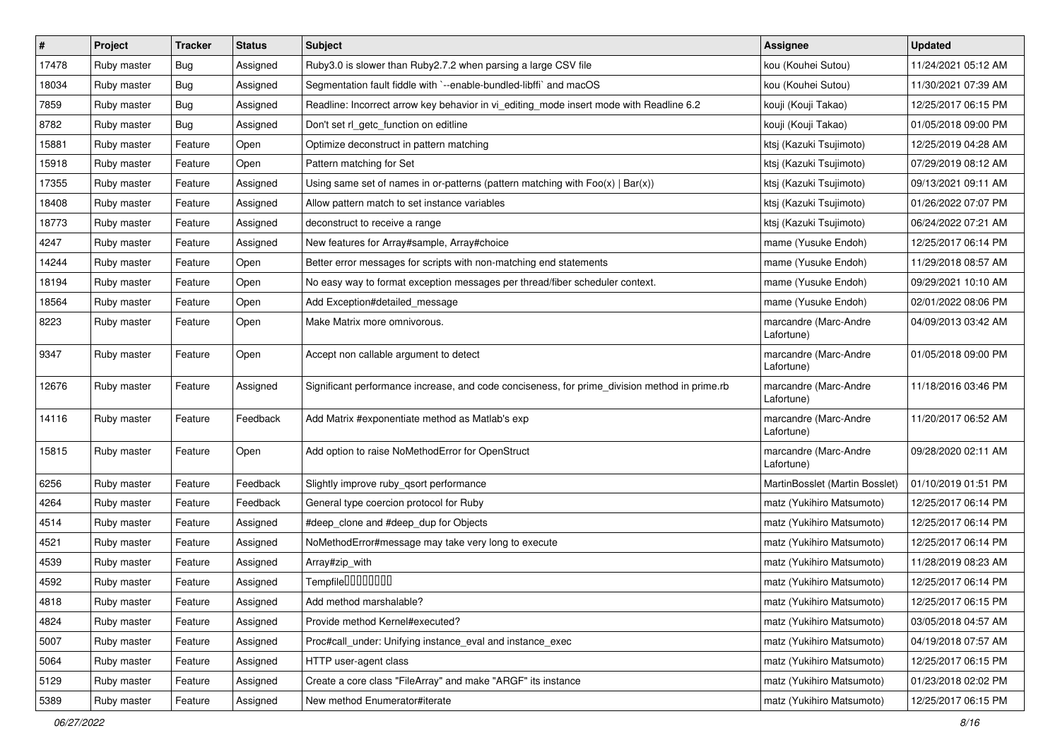| # | Project | Tracker | Status | Subject | Assignee | Updated |
|---|---|---|---|---|---|---|
| 17478 | Ruby master | Bug | Assigned | Ruby3.0 is slower than Ruby2.7.2 when parsing a large CSV file | kou (Kouhei Sutou) | 11/24/2021 05:12 AM |
| 18034 | Ruby master | Bug | Assigned | Segmentation fault fiddle with `--enable-bundled-libffi` and macOS | kou (Kouhei Sutou) | 11/30/2021 07:39 AM |
| 7859 | Ruby master | Bug | Assigned | Readline: Incorrect arrow key behavior in vi_editing_mode insert mode with Readline 6.2 | kouji (Kouji Takao) | 12/25/2017 06:15 PM |
| 8782 | Ruby master | Bug | Assigned | Don't set rl_getc_function on editline | kouji (Kouji Takao) | 01/05/2018 09:00 PM |
| 15881 | Ruby master | Feature | Open | Optimize deconstruct in pattern matching | ktsj (Kazuki Tsujimoto) | 12/25/2019 04:28 AM |
| 15918 | Ruby master | Feature | Open | Pattern matching for Set | ktsj (Kazuki Tsujimoto) | 07/29/2019 08:12 AM |
| 17355 | Ruby master | Feature | Assigned | Using same set of names in or-patterns (pattern matching with Foo(x) \| Bar(x)) | ktsj (Kazuki Tsujimoto) | 09/13/2021 09:11 AM |
| 18408 | Ruby master | Feature | Assigned | Allow pattern match to set instance variables | ktsj (Kazuki Tsujimoto) | 01/26/2022 07:07 PM |
| 18773 | Ruby master | Feature | Assigned | deconstruct to receive a range | ktsj (Kazuki Tsujimoto) | 06/24/2022 07:21 AM |
| 4247 | Ruby master | Feature | Assigned | New features for Array#sample, Array#choice | mame (Yusuke Endoh) | 12/25/2017 06:14 PM |
| 14244 | Ruby master | Feature | Open | Better error messages for scripts with non-matching end statements | mame (Yusuke Endoh) | 11/29/2018 08:57 AM |
| 18194 | Ruby master | Feature | Open | No easy way to format exception messages per thread/fiber scheduler context. | mame (Yusuke Endoh) | 09/29/2021 10:10 AM |
| 18564 | Ruby master | Feature | Open | Add Exception#detailed_message | mame (Yusuke Endoh) | 02/01/2022 08:06 PM |
| 8223 | Ruby master | Feature | Open | Make Matrix more omnivorous. | marcandre (Marc-Andre Lafortune) | 04/09/2013 03:42 AM |
| 9347 | Ruby master | Feature | Open | Accept non callable argument to detect | marcandre (Marc-Andre Lafortune) | 01/05/2018 09:00 PM |
| 12676 | Ruby master | Feature | Assigned | Significant performance increase, and code conciseness, for prime_division method in prime.rb | marcandre (Marc-Andre Lafortune) | 11/18/2016 03:46 PM |
| 14116 | Ruby master | Feature | Feedback | Add Matrix #exponentiate method as Matlab's exp | marcandre (Marc-Andre Lafortune) | 11/20/2017 06:52 AM |
| 15815 | Ruby master | Feature | Open | Add option to raise NoMethodError for OpenStruct | marcandre (Marc-Andre Lafortune) | 09/28/2020 02:11 AM |
| 6256 | Ruby master | Feature | Feedback | Slightly improve ruby_qsort performance | MartinBosslet (Martin Bosslet) | 01/10/2019 01:51 PM |
| 4264 | Ruby master | Feature | Feedback | General type coercion protocol for Ruby | matz (Yukihiro Matsumoto) | 12/25/2017 06:14 PM |
| 4514 | Ruby master | Feature | Assigned | #deep_clone and #deep_dup for Objects | matz (Yukihiro Matsumoto) | 12/25/2017 06:14 PM |
| 4521 | Ruby master | Feature | Assigned | NoMethodError#message may take very long to execute | matz (Yukihiro Matsumoto) | 12/25/2017 06:14 PM |
| 4539 | Ruby master | Feature | Assigned | Array#zip_with | matz (Yukihiro Matsumoto) | 11/28/2019 08:23 AM |
| 4592 | Ruby master | Feature | Assigned | Tempfile□□□□□□□ | matz (Yukihiro Matsumoto) | 12/25/2017 06:14 PM |
| 4818 | Ruby master | Feature | Assigned | Add method marshalable? | matz (Yukihiro Matsumoto) | 12/25/2017 06:15 PM |
| 4824 | Ruby master | Feature | Assigned | Provide method Kernel#executed? | matz (Yukihiro Matsumoto) | 03/05/2018 04:57 AM |
| 5007 | Ruby master | Feature | Assigned | Proc#call_under: Unifying instance_eval and instance_exec | matz (Yukihiro Matsumoto) | 04/19/2018 07:57 AM |
| 5064 | Ruby master | Feature | Assigned | HTTP user-agent class | matz (Yukihiro Matsumoto) | 12/25/2017 06:15 PM |
| 5129 | Ruby master | Feature | Assigned | Create a core class "FileArray" and make "ARGF" its instance | matz (Yukihiro Matsumoto) | 01/23/2018 02:02 PM |
| 5389 | Ruby master | Feature | Assigned | New method Enumerator#iterate | matz (Yukihiro Matsumoto) | 12/25/2017 06:15 PM |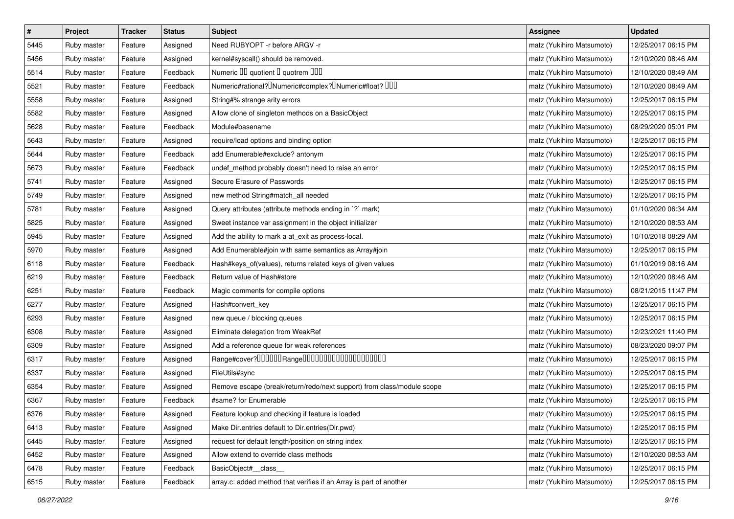| # | Project | Tracker | Status | Subject | Assignee | Updated |
|---|---|---|---|---|---|---|
| 5445 | Ruby master | Feature | Assigned | Need RUBYOPT -r before ARGV -r | matz (Yukihiro Matsumoto) | 12/25/2017 06:15 PM |
| 5456 | Ruby master | Feature | Assigned | kernel#syscall() should be removed. | matz (Yukihiro Matsumoto) | 12/10/2020 08:46 AM |
| 5514 | Ruby master | Feature | Feedback | Numeric �� quotient � quotrem ��� | matz (Yukihiro Matsumoto) | 12/10/2020 08:49 AM |
| 5521 | Ruby master | Feature | Feedback | Numeric#rational?�Numeric#complex?�Numeric#float? ��� | matz (Yukihiro Matsumoto) | 12/10/2020 08:49 AM |
| 5558 | Ruby master | Feature | Assigned | String#% strange arity errors | matz (Yukihiro Matsumoto) | 12/25/2017 06:15 PM |
| 5582 | Ruby master | Feature | Assigned | Allow clone of singleton methods on a BasicObject | matz (Yukihiro Matsumoto) | 12/25/2017 06:15 PM |
| 5628 | Ruby master | Feature | Feedback | Module#basename | matz (Yukihiro Matsumoto) | 08/29/2020 05:01 PM |
| 5643 | Ruby master | Feature | Assigned | require/load options and binding option | matz (Yukihiro Matsumoto) | 12/25/2017 06:15 PM |
| 5644 | Ruby master | Feature | Feedback | add Enumerable#exclude? antonym | matz (Yukihiro Matsumoto) | 12/25/2017 06:15 PM |
| 5673 | Ruby master | Feature | Feedback | undef_method probably doesn't need to raise an error | matz (Yukihiro Matsumoto) | 12/25/2017 06:15 PM |
| 5741 | Ruby master | Feature | Assigned | Secure Erasure of Passwords | matz (Yukihiro Matsumoto) | 12/25/2017 06:15 PM |
| 5749 | Ruby master | Feature | Assigned | new method String#match_all needed | matz (Yukihiro Matsumoto) | 12/25/2017 06:15 PM |
| 5781 | Ruby master | Feature | Assigned | Query attributes (attribute methods ending in `?` mark) | matz (Yukihiro Matsumoto) | 01/10/2020 06:34 AM |
| 5825 | Ruby master | Feature | Assigned | Sweet instance var assignment in the object initializer | matz (Yukihiro Matsumoto) | 12/10/2020 08:53 AM |
| 5945 | Ruby master | Feature | Assigned | Add the ability to mark a at_exit as process-local. | matz (Yukihiro Matsumoto) | 10/10/2018 08:29 AM |
| 5970 | Ruby master | Feature | Assigned | Add Enumerable#join with same semantics as Array#join | matz (Yukihiro Matsumoto) | 12/25/2017 06:15 PM |
| 6118 | Ruby master | Feature | Feedback | Hash#keys_of(values), returns related keys of given values | matz (Yukihiro Matsumoto) | 01/10/2019 08:16 AM |
| 6219 | Ruby master | Feature | Feedback | Return value of Hash#store | matz (Yukihiro Matsumoto) | 12/10/2020 08:46 AM |
| 6251 | Ruby master | Feature | Feedback | Magic comments for compile options | matz (Yukihiro Matsumoto) | 08/21/2015 11:47 PM |
| 6277 | Ruby master | Feature | Assigned | Hash#convert_key | matz (Yukihiro Matsumoto) | 12/25/2017 06:15 PM |
| 6293 | Ruby master | Feature | Assigned | new queue / blocking queues | matz (Yukihiro Matsumoto) | 12/25/2017 06:15 PM |
| 6308 | Ruby master | Feature | Assigned | Eliminate delegation from WeakRef | matz (Yukihiro Matsumoto) | 12/23/2021 11:40 PM |
| 6309 | Ruby master | Feature | Assigned | Add a reference queue for weak references | matz (Yukihiro Matsumoto) | 08/23/2020 09:07 PM |
| 6317 | Ruby master | Feature | Assigned | Range#cover?������Range�������������������� | matz (Yukihiro Matsumoto) | 12/25/2017 06:15 PM |
| 6337 | Ruby master | Feature | Assigned | FileUtils#sync | matz (Yukihiro Matsumoto) | 12/25/2017 06:15 PM |
| 6354 | Ruby master | Feature | Assigned | Remove escape (break/return/redo/next support) from class/module scope | matz (Yukihiro Matsumoto) | 12/25/2017 06:15 PM |
| 6367 | Ruby master | Feature | Feedback | #same? for Enumerable | matz (Yukihiro Matsumoto) | 12/25/2017 06:15 PM |
| 6376 | Ruby master | Feature | Assigned | Feature lookup and checking if feature is loaded | matz (Yukihiro Matsumoto) | 12/25/2017 06:15 PM |
| 6413 | Ruby master | Feature | Assigned | Make Dir.entries default to Dir.entries(Dir.pwd) | matz (Yukihiro Matsumoto) | 12/25/2017 06:15 PM |
| 6445 | Ruby master | Feature | Assigned | request for default length/position on string index | matz (Yukihiro Matsumoto) | 12/25/2017 06:15 PM |
| 6452 | Ruby master | Feature | Assigned | Allow extend to override class methods | matz (Yukihiro Matsumoto) | 12/10/2020 08:53 AM |
| 6478 | Ruby master | Feature | Feedback | BasicObject#__class__ | matz (Yukihiro Matsumoto) | 12/25/2017 06:15 PM |
| 6515 | Ruby master | Feature | Feedback | array.c: added method that verifies if an Array is part of another | matz (Yukihiro Matsumoto) | 12/25/2017 06:15 PM |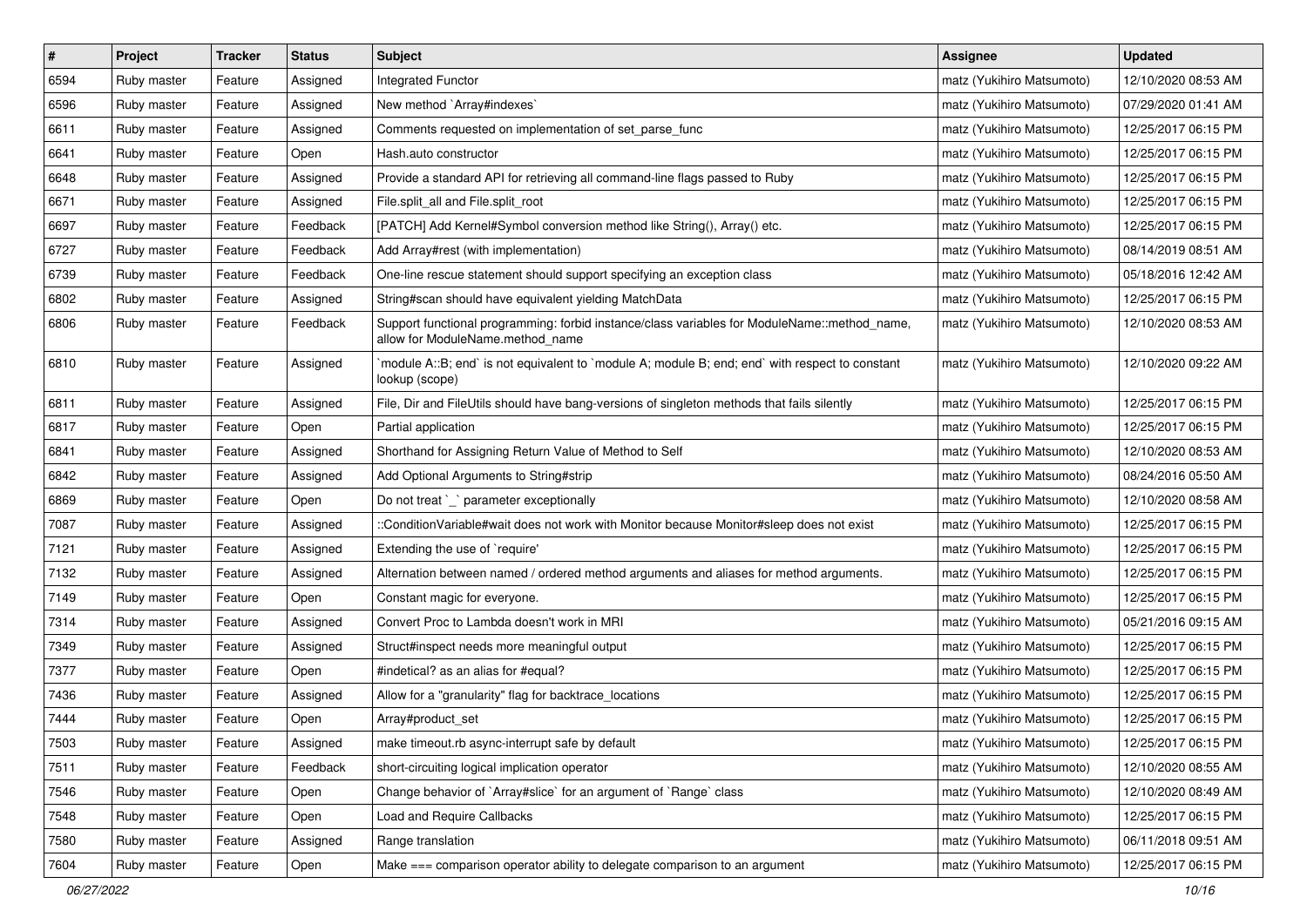| # | Project | Tracker | Status | Subject | Assignee | Updated |
|---|---|---|---|---|---|---|
| 6594 | Ruby master | Feature | Assigned | Integrated Functor | matz (Yukihiro Matsumoto) | 12/10/2020 08:53 AM |
| 6596 | Ruby master | Feature | Assigned | New method `Array#indexes` | matz (Yukihiro Matsumoto) | 07/29/2020 01:41 AM |
| 6611 | Ruby master | Feature | Assigned | Comments requested on implementation of set_parse_func | matz (Yukihiro Matsumoto) | 12/25/2017 06:15 PM |
| 6641 | Ruby master | Feature | Open | Hash.auto constructor | matz (Yukihiro Matsumoto) | 12/25/2017 06:15 PM |
| 6648 | Ruby master | Feature | Assigned | Provide a standard API for retrieving all command-line flags passed to Ruby | matz (Yukihiro Matsumoto) | 12/25/2017 06:15 PM |
| 6671 | Ruby master | Feature | Assigned | File.split_all and File.split_root | matz (Yukihiro Matsumoto) | 12/25/2017 06:15 PM |
| 6697 | Ruby master | Feature | Feedback | [PATCH] Add Kernel#Symbol conversion method like String(), Array() etc. | matz (Yukihiro Matsumoto) | 12/25/2017 06:15 PM |
| 6727 | Ruby master | Feature | Feedback | Add Array#rest (with implementation) | matz (Yukihiro Matsumoto) | 08/14/2019 08:51 AM |
| 6739 | Ruby master | Feature | Feedback | One-line rescue statement should support specifying an exception class | matz (Yukihiro Matsumoto) | 05/18/2016 12:42 AM |
| 6802 | Ruby master | Feature | Assigned | String#scan should have equivalent yielding MatchData | matz (Yukihiro Matsumoto) | 12/25/2017 06:15 PM |
| 6806 | Ruby master | Feature | Feedback | Support functional programming: forbid instance/class variables for ModuleName::method_name, allow for ModuleName.method_name | matz (Yukihiro Matsumoto) | 12/10/2020 08:53 AM |
| 6810 | Ruby master | Feature | Assigned | `module A::B; end` is not equivalent to `module A; module B; end; end` with respect to constant lookup (scope) | matz (Yukihiro Matsumoto) | 12/10/2020 09:22 AM |
| 6811 | Ruby master | Feature | Assigned | File, Dir and FileUtils should have bang-versions of singleton methods that fails silently | matz (Yukihiro Matsumoto) | 12/25/2017 06:15 PM |
| 6817 | Ruby master | Feature | Open | Partial application | matz (Yukihiro Matsumoto) | 12/25/2017 06:15 PM |
| 6841 | Ruby master | Feature | Assigned | Shorthand for Assigning Return Value of Method to Self | matz (Yukihiro Matsumoto) | 12/10/2020 08:53 AM |
| 6842 | Ruby master | Feature | Assigned | Add Optional Arguments to String#strip | matz (Yukihiro Matsumoto) | 08/24/2016 05:50 AM |
| 6869 | Ruby master | Feature | Open | Do not treat `_` parameter exceptionally | matz (Yukihiro Matsumoto) | 12/10/2020 08:58 AM |
| 7087 | Ruby master | Feature | Assigned | ::ConditionVariable#wait does not work with Monitor because Monitor#sleep does not exist | matz (Yukihiro Matsumoto) | 12/25/2017 06:15 PM |
| 7121 | Ruby master | Feature | Assigned | Extending the use of `require' | matz (Yukihiro Matsumoto) | 12/25/2017 06:15 PM |
| 7132 | Ruby master | Feature | Assigned | Alternation between named / ordered method arguments and aliases for method arguments. | matz (Yukihiro Matsumoto) | 12/25/2017 06:15 PM |
| 7149 | Ruby master | Feature | Open | Constant magic for everyone. | matz (Yukihiro Matsumoto) | 12/25/2017 06:15 PM |
| 7314 | Ruby master | Feature | Assigned | Convert Proc to Lambda doesn't work in MRI | matz (Yukihiro Matsumoto) | 05/21/2016 09:15 AM |
| 7349 | Ruby master | Feature | Assigned | Struct#inspect needs more meaningful output | matz (Yukihiro Matsumoto) | 12/25/2017 06:15 PM |
| 7377 | Ruby master | Feature | Open | #indetical? as an alias for #equal? | matz (Yukihiro Matsumoto) | 12/25/2017 06:15 PM |
| 7436 | Ruby master | Feature | Assigned | Allow for a "granularity" flag for backtrace_locations | matz (Yukihiro Matsumoto) | 12/25/2017 06:15 PM |
| 7444 | Ruby master | Feature | Open | Array#product_set | matz (Yukihiro Matsumoto) | 12/25/2017 06:15 PM |
| 7503 | Ruby master | Feature | Assigned | make timeout.rb async-interrupt safe by default | matz (Yukihiro Matsumoto) | 12/25/2017 06:15 PM |
| 7511 | Ruby master | Feature | Feedback | short-circuiting logical implication operator | matz (Yukihiro Matsumoto) | 12/10/2020 08:55 AM |
| 7546 | Ruby master | Feature | Open | Change behavior of `Array#slice` for an argument of `Range` class | matz (Yukihiro Matsumoto) | 12/10/2020 08:49 AM |
| 7548 | Ruby master | Feature | Open | Load and Require Callbacks | matz (Yukihiro Matsumoto) | 12/25/2017 06:15 PM |
| 7580 | Ruby master | Feature | Assigned | Range translation | matz (Yukihiro Matsumoto) | 06/11/2018 09:51 AM |
| 7604 | Ruby master | Feature | Open | Make === comparison operator ability to delegate comparison to an argument | matz (Yukihiro Matsumoto) | 12/25/2017 06:15 PM |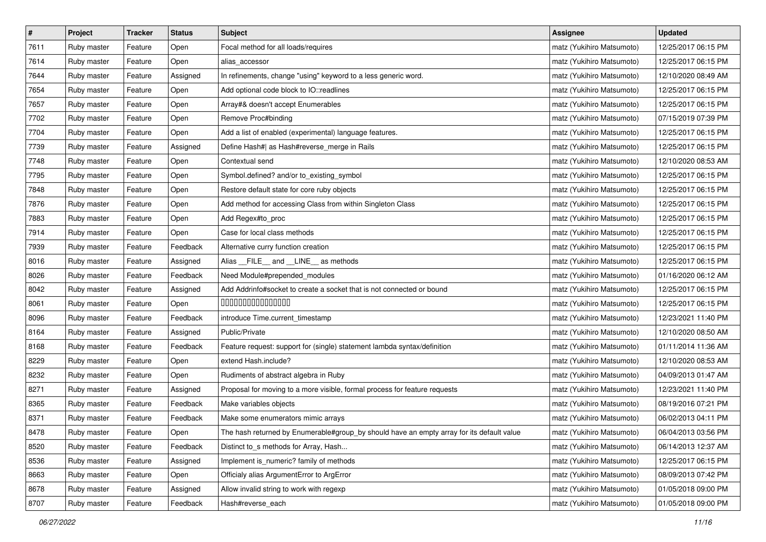| # | Project | Tracker | Status | Subject | Assignee | Updated |
|---|---|---|---|---|---|---|
| 7611 | Ruby master | Feature | Open | Focal method for all loads/requires | matz (Yukihiro Matsumoto) | 12/25/2017 06:15 PM |
| 7614 | Ruby master | Feature | Open | alias_accessor | matz (Yukihiro Matsumoto) | 12/25/2017 06:15 PM |
| 7644 | Ruby master | Feature | Assigned | In refinements, change "using" keyword to a less generic word. | matz (Yukihiro Matsumoto) | 12/10/2020 08:49 AM |
| 7654 | Ruby master | Feature | Open | Add optional code block to IO::readlines | matz (Yukihiro Matsumoto) | 12/25/2017 06:15 PM |
| 7657 | Ruby master | Feature | Open | Array#& doesn't accept Enumerables | matz (Yukihiro Matsumoto) | 12/25/2017 06:15 PM |
| 7702 | Ruby master | Feature | Open | Remove Proc#binding | matz (Yukihiro Matsumoto) | 07/15/2019 07:39 PM |
| 7704 | Ruby master | Feature | Open | Add a list of enabled (experimental) language features. | matz (Yukihiro Matsumoto) | 12/25/2017 06:15 PM |
| 7739 | Ruby master | Feature | Assigned | Define Hash#\| as Hash#reverse_merge in Rails | matz (Yukihiro Matsumoto) | 12/25/2017 06:15 PM |
| 7748 | Ruby master | Feature | Open | Contextual send | matz (Yukihiro Matsumoto) | 12/10/2020 08:53 AM |
| 7795 | Ruby master | Feature | Open | Symbol.defined? and/or to_existing_symbol | matz (Yukihiro Matsumoto) | 12/25/2017 06:15 PM |
| 7848 | Ruby master | Feature | Open | Restore default state for core ruby objects | matz (Yukihiro Matsumoto) | 12/25/2017 06:15 PM |
| 7876 | Ruby master | Feature | Open | Add method for accessing Class from within Singleton Class | matz (Yukihiro Matsumoto) | 12/25/2017 06:15 PM |
| 7883 | Ruby master | Feature | Open | Add Regex#to_proc | matz (Yukihiro Matsumoto) | 12/25/2017 06:15 PM |
| 7914 | Ruby master | Feature | Open | Case for local class methods | matz (Yukihiro Matsumoto) | 12/25/2017 06:15 PM |
| 7939 | Ruby master | Feature | Feedback | Alternative curry function creation | matz (Yukihiro Matsumoto) | 12/25/2017 06:15 PM |
| 8016 | Ruby master | Feature | Assigned | Alias __FILE__ and __LINE__ as methods | matz (Yukihiro Matsumoto) | 12/25/2017 06:15 PM |
| 8026 | Ruby master | Feature | Feedback | Need Module#prepended_modules | matz (Yukihiro Matsumoto) | 01/16/2020 06:12 AM |
| 8042 | Ruby master | Feature | Assigned | Add Addrinfo#socket to create a socket that is not connected or bound | matz (Yukihiro Matsumoto) | 12/25/2017 06:15 PM |
| 8061 | Ruby master | Feature | Open | ���������������� | matz (Yukihiro Matsumoto) | 12/25/2017 06:15 PM |
| 8096 | Ruby master | Feature | Feedback | introduce Time.current_timestamp | matz (Yukihiro Matsumoto) | 12/23/2021 11:40 PM |
| 8164 | Ruby master | Feature | Assigned | Public/Private | matz (Yukihiro Matsumoto) | 12/10/2020 08:50 AM |
| 8168 | Ruby master | Feature | Feedback | Feature request: support for (single) statement lambda syntax/definition | matz (Yukihiro Matsumoto) | 01/11/2014 11:36 AM |
| 8229 | Ruby master | Feature | Open | extend Hash.include? | matz (Yukihiro Matsumoto) | 12/10/2020 08:53 AM |
| 8232 | Ruby master | Feature | Open | Rudiments of abstract algebra in Ruby | matz (Yukihiro Matsumoto) | 04/09/2013 01:47 AM |
| 8271 | Ruby master | Feature | Assigned | Proposal for moving to a more visible, formal process for feature requests | matz (Yukihiro Matsumoto) | 12/23/2021 11:40 PM |
| 8365 | Ruby master | Feature | Feedback | Make variables objects | matz (Yukihiro Matsumoto) | 08/19/2016 07:21 PM |
| 8371 | Ruby master | Feature | Feedback | Make some enumerators mimic arrays | matz (Yukihiro Matsumoto) | 06/02/2013 04:11 PM |
| 8478 | Ruby master | Feature | Open | The hash returned by Enumerable#group_by should have an empty array for its default value | matz (Yukihiro Matsumoto) | 06/04/2013 03:56 PM |
| 8520 | Ruby master | Feature | Feedback | Distinct to_s methods for Array, Hash... | matz (Yukihiro Matsumoto) | 06/14/2013 12:37 AM |
| 8536 | Ruby master | Feature | Assigned | Implement is_numeric? family of methods | matz (Yukihiro Matsumoto) | 12/25/2017 06:15 PM |
| 8663 | Ruby master | Feature | Open | Officialy alias ArgumentError to ArgError | matz (Yukihiro Matsumoto) | 08/09/2013 07:42 PM |
| 8678 | Ruby master | Feature | Assigned | Allow invalid string to work with regexp | matz (Yukihiro Matsumoto) | 01/05/2018 09:00 PM |
| 8707 | Ruby master | Feature | Feedback | Hash#reverse_each | matz (Yukihiro Matsumoto) | 01/05/2018 09:00 PM |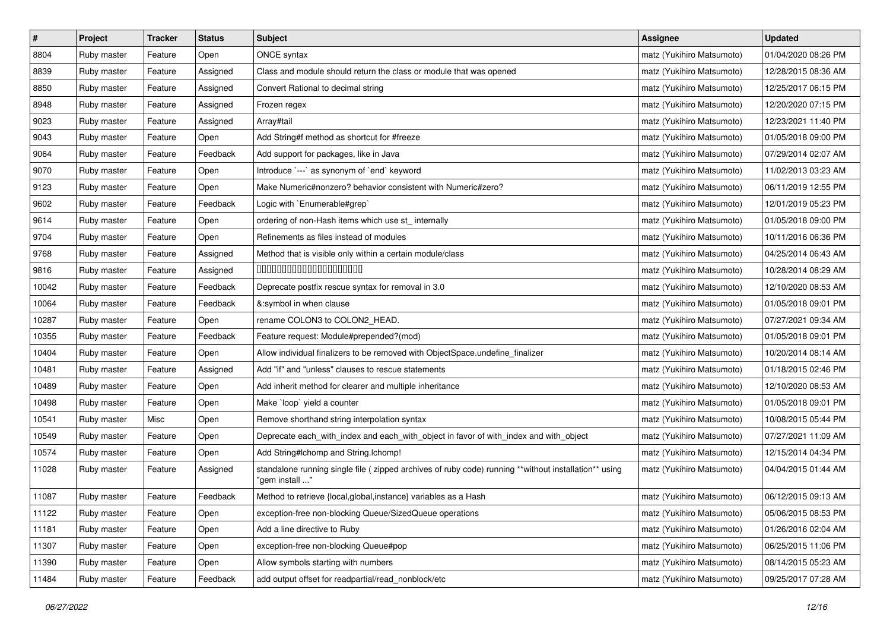| # | Project | Tracker | Status | Subject | Assignee | Updated |
|---|---|---|---|---|---|---|
| 8804 | Ruby master | Feature | Open | ONCE syntax | matz (Yukihiro Matsumoto) | 01/04/2020 08:26 PM |
| 8839 | Ruby master | Feature | Assigned | Class and module should return the class or module that was opened | matz (Yukihiro Matsumoto) | 12/28/2015 08:36 AM |
| 8850 | Ruby master | Feature | Assigned | Convert Rational to decimal string | matz (Yukihiro Matsumoto) | 12/25/2017 06:15 PM |
| 8948 | Ruby master | Feature | Assigned | Frozen regex | matz (Yukihiro Matsumoto) | 12/20/2020 07:15 PM |
| 9023 | Ruby master | Feature | Assigned | Array#tail | matz (Yukihiro Matsumoto) | 12/23/2021 11:40 PM |
| 9043 | Ruby master | Feature | Open | Add String#f method as shortcut for #freeze | matz (Yukihiro Matsumoto) | 01/05/2018 09:00 PM |
| 9064 | Ruby master | Feature | Feedback | Add support for packages, like in Java | matz (Yukihiro Matsumoto) | 07/29/2014 02:07 AM |
| 9070 | Ruby master | Feature | Open | Introduce `---` as synonym of `end` keyword | matz (Yukihiro Matsumoto) | 11/02/2013 03:23 AM |
| 9123 | Ruby master | Feature | Open | Make Numeric#nonzero? behavior consistent with Numeric#zero? | matz (Yukihiro Matsumoto) | 06/11/2019 12:55 PM |
| 9602 | Ruby master | Feature | Feedback | Logic with `Enumerable#grep` | matz (Yukihiro Matsumoto) | 12/01/2019 05:23 PM |
| 9614 | Ruby master | Feature | Open | ordering of non-Hash items which use st_ internally | matz (Yukihiro Matsumoto) | 01/05/2018 09:00 PM |
| 9704 | Ruby master | Feature | Open | Refinements as files instead of modules | matz (Yukihiro Matsumoto) | 10/11/2016 06:36 PM |
| 9768 | Ruby master | Feature | Assigned | Method that is visible only within a certain module/class | matz (Yukihiro Matsumoto) | 04/25/2014 06:43 AM |
| 9816 | Ruby master | Feature | Assigned | 00000000000000000000000 | matz (Yukihiro Matsumoto) | 10/28/2014 08:29 AM |
| 10042 | Ruby master | Feature | Feedback | Deprecate postfix rescue syntax for removal in 3.0 | matz (Yukihiro Matsumoto) | 12/10/2020 08:53 AM |
| 10064 | Ruby master | Feature | Feedback | &:symbol in when clause | matz (Yukihiro Matsumoto) | 01/05/2018 09:01 PM |
| 10287 | Ruby master | Feature | Open | rename COLON3 to COLON2_HEAD. | matz (Yukihiro Matsumoto) | 07/27/2021 09:34 AM |
| 10355 | Ruby master | Feature | Feedback | Feature request: Module#prepended?(mod) | matz (Yukihiro Matsumoto) | 01/05/2018 09:01 PM |
| 10404 | Ruby master | Feature | Open | Allow individual finalizers to be removed with ObjectSpace.undefine_finalizer | matz (Yukihiro Matsumoto) | 10/20/2014 08:14 AM |
| 10481 | Ruby master | Feature | Assigned | Add "if" and "unless" clauses to rescue statements | matz (Yukihiro Matsumoto) | 01/18/2015 02:46 PM |
| 10489 | Ruby master | Feature | Open | Add inherit method for clearer and multiple inheritance | matz (Yukihiro Matsumoto) | 12/10/2020 08:53 AM |
| 10498 | Ruby master | Feature | Open | Make `loop` yield a counter | matz (Yukihiro Matsumoto) | 01/05/2018 09:01 PM |
| 10541 | Ruby master | Misc | Open | Remove shorthand string interpolation syntax | matz (Yukihiro Matsumoto) | 10/08/2015 05:44 PM |
| 10549 | Ruby master | Feature | Open | Deprecate each_with_index and each_with_object in favor of with_index and with_object | matz (Yukihiro Matsumoto) | 07/27/2021 11:09 AM |
| 10574 | Ruby master | Feature | Open | Add String#lchomp and String.lchomp! | matz (Yukihiro Matsumoto) | 12/15/2014 04:34 PM |
| 11028 | Ruby master | Feature | Assigned | standalone running single file ( zipped archives of ruby code) running **without installation** using "gem install ..." | matz (Yukihiro Matsumoto) | 04/04/2015 01:44 AM |
| 11087 | Ruby master | Feature | Feedback | Method to retrieve {local,global,instance} variables as a Hash | matz (Yukihiro Matsumoto) | 06/12/2015 09:13 AM |
| 11122 | Ruby master | Feature | Open | exception-free non-blocking Queue/SizedQueue operations | matz (Yukihiro Matsumoto) | 05/06/2015 08:53 PM |
| 11181 | Ruby master | Feature | Open | Add a line directive to Ruby | matz (Yukihiro Matsumoto) | 01/26/2016 02:04 AM |
| 11307 | Ruby master | Feature | Open | exception-free non-blocking Queue#pop | matz (Yukihiro Matsumoto) | 06/25/2015 11:06 PM |
| 11390 | Ruby master | Feature | Open | Allow symbols starting with numbers | matz (Yukihiro Matsumoto) | 08/14/2015 05:23 AM |
| 11484 | Ruby master | Feature | Feedback | add output offset for readpartial/read_nonblock/etc | matz (Yukihiro Matsumoto) | 09/25/2017 07:28 AM |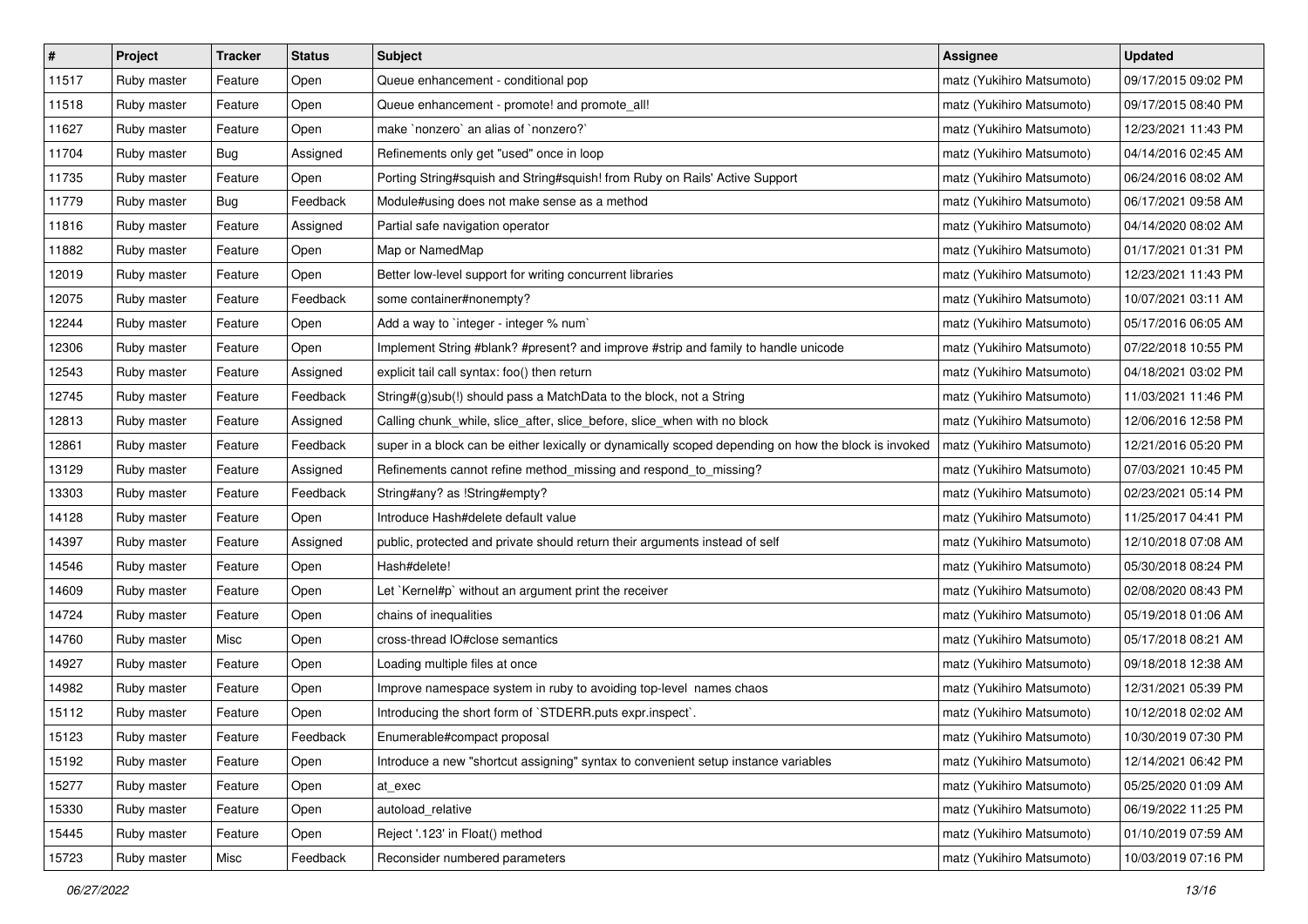| # | Project | Tracker | Status | Subject | Assignee | Updated |
|---|---|---|---|---|---|---|
| 11517 | Ruby master | Feature | Open | Queue enhancement - conditional pop | matz (Yukihiro Matsumoto) | 09/17/2015 09:02 PM |
| 11518 | Ruby master | Feature | Open | Queue enhancement - promote! and promote_all! | matz (Yukihiro Matsumoto) | 09/17/2015 08:40 PM |
| 11627 | Ruby master | Feature | Open | make `nonzero` an alias of `nonzero?` | matz (Yukihiro Matsumoto) | 12/23/2021 11:43 PM |
| 11704 | Ruby master | Bug | Assigned | Refinements only get "used" once in loop | matz (Yukihiro Matsumoto) | 04/14/2016 02:45 AM |
| 11735 | Ruby master | Feature | Open | Porting String#squish and String#squish! from Ruby on Rails' Active Support | matz (Yukihiro Matsumoto) | 06/24/2016 08:02 AM |
| 11779 | Ruby master | Bug | Feedback | Module#using does not make sense as a method | matz (Yukihiro Matsumoto) | 06/17/2021 09:58 AM |
| 11816 | Ruby master | Feature | Assigned | Partial safe navigation operator | matz (Yukihiro Matsumoto) | 04/14/2020 08:02 AM |
| 11882 | Ruby master | Feature | Open | Map or NamedMap | matz (Yukihiro Matsumoto) | 01/17/2021 01:31 PM |
| 12019 | Ruby master | Feature | Open | Better low-level support for writing concurrent libraries | matz (Yukihiro Matsumoto) | 12/23/2021 11:43 PM |
| 12075 | Ruby master | Feature | Feedback | some container#nonempty? | matz (Yukihiro Matsumoto) | 10/07/2021 03:11 AM |
| 12244 | Ruby master | Feature | Open | Add a way to `integer - integer % num` | matz (Yukihiro Matsumoto) | 05/17/2016 06:05 AM |
| 12306 | Ruby master | Feature | Open | Implement String #blank? #present? and improve #strip and family to handle unicode | matz (Yukihiro Matsumoto) | 07/22/2018 10:55 PM |
| 12543 | Ruby master | Feature | Assigned | explicit tail call syntax: foo() then return | matz (Yukihiro Matsumoto) | 04/18/2021 03:02 PM |
| 12745 | Ruby master | Feature | Feedback | String#(g)sub(!) should pass a MatchData to the block, not a String | matz (Yukihiro Matsumoto) | 11/03/2021 11:46 PM |
| 12813 | Ruby master | Feature | Assigned | Calling chunk_while, slice_after, slice_before, slice_when with no block | matz (Yukihiro Matsumoto) | 12/06/2016 12:58 PM |
| 12861 | Ruby master | Feature | Feedback | super in a block can be either lexically or dynamically scoped depending on how the block is invoked | matz (Yukihiro Matsumoto) | 12/21/2016 05:20 PM |
| 13129 | Ruby master | Feature | Assigned | Refinements cannot refine method_missing and respond_to_missing? | matz (Yukihiro Matsumoto) | 07/03/2021 10:45 PM |
| 13303 | Ruby master | Feature | Feedback | String#any? as !String#empty? | matz (Yukihiro Matsumoto) | 02/23/2021 05:14 PM |
| 14128 | Ruby master | Feature | Open | Introduce Hash#delete default value | matz (Yukihiro Matsumoto) | 11/25/2017 04:41 PM |
| 14397 | Ruby master | Feature | Assigned | public, protected and private should return their arguments instead of self | matz (Yukihiro Matsumoto) | 12/10/2018 07:08 AM |
| 14546 | Ruby master | Feature | Open | Hash#delete! | matz (Yukihiro Matsumoto) | 05/30/2018 08:24 PM |
| 14609 | Ruby master | Feature | Open | Let `Kernel#p` without an argument print the receiver | matz (Yukihiro Matsumoto) | 02/08/2020 08:43 PM |
| 14724 | Ruby master | Feature | Open | chains of inequalities | matz (Yukihiro Matsumoto) | 05/19/2018 01:06 AM |
| 14760 | Ruby master | Misc | Open | cross-thread IO#close semantics | matz (Yukihiro Matsumoto) | 05/17/2018 08:21 AM |
| 14927 | Ruby master | Feature | Open | Loading multiple files at once | matz (Yukihiro Matsumoto) | 09/18/2018 12:38 AM |
| 14982 | Ruby master | Feature | Open | Improve namespace system in ruby to avoiding top-level names chaos | matz (Yukihiro Matsumoto) | 12/31/2021 05:39 PM |
| 15112 | Ruby master | Feature | Open | Introducing the short form of `STDERR.puts expr.inspect`. | matz (Yukihiro Matsumoto) | 10/12/2018 02:02 AM |
| 15123 | Ruby master | Feature | Feedback | Enumerable#compact proposal | matz (Yukihiro Matsumoto) | 10/30/2019 07:30 PM |
| 15192 | Ruby master | Feature | Open | Introduce a new "shortcut assigning" syntax to convenient setup instance variables | matz (Yukihiro Matsumoto) | 12/14/2021 06:42 PM |
| 15277 | Ruby master | Feature | Open | at_exec | matz (Yukihiro Matsumoto) | 05/25/2020 01:09 AM |
| 15330 | Ruby master | Feature | Open | autoload_relative | matz (Yukihiro Matsumoto) | 06/19/2022 11:25 PM |
| 15445 | Ruby master | Feature | Open | Reject '.123' in Float() method | matz (Yukihiro Matsumoto) | 01/10/2019 07:59 AM |
| 15723 | Ruby master | Misc | Feedback | Reconsider numbered parameters | matz (Yukihiro Matsumoto) | 10/03/2019 07:16 PM |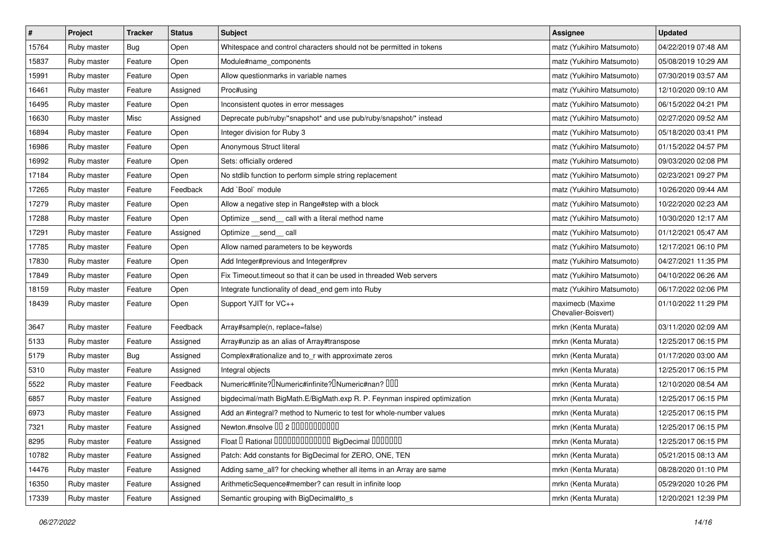| # | Project | Tracker | Status | Subject | Assignee | Updated |
|---|---|---|---|---|---|---|
| 15764 | Ruby master | Bug | Open | Whitespace and control characters should not be permitted in tokens | matz (Yukihiro Matsumoto) | 04/22/2019 07:48 AM |
| 15837 | Ruby master | Feature | Open | Module#name_components | matz (Yukihiro Matsumoto) | 05/08/2019 10:29 AM |
| 15991 | Ruby master | Feature | Open | Allow questionmarks in variable names | matz (Yukihiro Matsumoto) | 07/30/2019 03:57 AM |
| 16461 | Ruby master | Feature | Assigned | Proc#using | matz (Yukihiro Matsumoto) | 12/10/2020 09:10 AM |
| 16495 | Ruby master | Feature | Open | Inconsistent quotes in error messages | matz (Yukihiro Matsumoto) | 06/15/2022 04:21 PM |
| 16630 | Ruby master | Misc | Assigned | Deprecate pub/ruby/*snapshot* and use pub/ruby/snapshot/* instead | matz (Yukihiro Matsumoto) | 02/27/2020 09:52 AM |
| 16894 | Ruby master | Feature | Open | Integer division for Ruby 3 | matz (Yukihiro Matsumoto) | 05/18/2020 03:41 PM |
| 16986 | Ruby master | Feature | Open | Anonymous Struct literal | matz (Yukihiro Matsumoto) | 01/15/2022 04:57 PM |
| 16992 | Ruby master | Feature | Open | Sets: officially ordered | matz (Yukihiro Matsumoto) | 09/03/2020 02:08 PM |
| 17184 | Ruby master | Feature | Open | No stdlib function to perform simple string replacement | matz (Yukihiro Matsumoto) | 02/23/2021 09:27 PM |
| 17265 | Ruby master | Feature | Feedback | Add `Bool` module | matz (Yukihiro Matsumoto) | 10/26/2020 09:44 AM |
| 17279 | Ruby master | Feature | Open | Allow a negative step in Range#step with a block | matz (Yukihiro Matsumoto) | 10/22/2020 02:23 AM |
| 17288 | Ruby master | Feature | Open | Optimize __send__ call with a literal method name | matz (Yukihiro Matsumoto) | 10/30/2020 12:17 AM |
| 17291 | Ruby master | Feature | Assigned | Optimize __send__ call | matz (Yukihiro Matsumoto) | 01/12/2021 05:47 AM |
| 17785 | Ruby master | Feature | Open | Allow named parameters to be keywords | matz (Yukihiro Matsumoto) | 12/17/2021 06:10 PM |
| 17830 | Ruby master | Feature | Open | Add Integer#previous and Integer#prev | matz (Yukihiro Matsumoto) | 04/27/2021 11:35 PM |
| 17849 | Ruby master | Feature | Open | Fix Timeout.timeout so that it can be used in threaded Web servers | matz (Yukihiro Matsumoto) | 04/10/2022 06:26 AM |
| 18159 | Ruby master | Feature | Open | Integrate functionality of dead_end gem into Ruby | matz (Yukihiro Matsumoto) | 06/17/2022 02:06 PM |
| 18439 | Ruby master | Feature | Open | Support YJIT for VC++ | maximecb (Maxime Chevalier-Boisvert) | 01/10/2022 11:29 PM |
| 3647 | Ruby master | Feature | Feedback | Array#sample(n, replace=false) | mrkn (Kenta Murata) | 03/11/2020 02:09 AM |
| 5133 | Ruby master | Feature | Assigned | Array#unzip as an alias of Array#transpose | mrkn (Kenta Murata) | 12/25/2017 06:15 PM |
| 5179 | Ruby master | Bug | Assigned | Complex#rationalize and to_r with approximate zeros | mrkn (Kenta Murata) | 01/17/2020 03:00 AM |
| 5310 | Ruby master | Feature | Assigned | Integral objects | mrkn (Kenta Murata) | 12/25/2017 06:15 PM |
| 5522 | Ruby master | Feature | Feedback | Numeric#finite?�Numeric#infinite?�Numeric#nan? ��� | mrkn (Kenta Murata) | 12/10/2020 08:54 AM |
| 6857 | Ruby master | Feature | Assigned | bigdecimal/math BigMath.E/BigMath.exp R. P. Feynman inspired optimization | mrkn (Kenta Murata) | 12/25/2017 06:15 PM |
| 6973 | Ruby master | Feature | Assigned | Add an #integral? method to Numeric to test for whole-number values | mrkn (Kenta Murata) | 12/25/2017 06:15 PM |
| 7321 | Ruby master | Feature | Assigned | Newton.#nsolve �� 2 ����������� | mrkn (Kenta Murata) | 12/25/2017 06:15 PM |
| 8295 | Ruby master | Feature | Assigned | Float � Rational ������������� BigDecimal ������� | mrkn (Kenta Murata) | 12/25/2017 06:15 PM |
| 10782 | Ruby master | Feature | Assigned | Patch: Add constants for BigDecimal for ZERO, ONE, TEN | mrkn (Kenta Murata) | 05/21/2015 08:13 AM |
| 14476 | Ruby master | Feature | Assigned | Adding same_all? for checking whether all items in an Array are same | mrkn (Kenta Murata) | 08/28/2020 01:10 PM |
| 16350 | Ruby master | Feature | Assigned | ArithmeticSequence#member? can result in infinite loop | mrkn (Kenta Murata) | 05/29/2020 10:26 PM |
| 17339 | Ruby master | Feature | Assigned | Semantic grouping with BigDecimal#to_s | mrkn (Kenta Murata) | 12/20/2021 12:39 PM |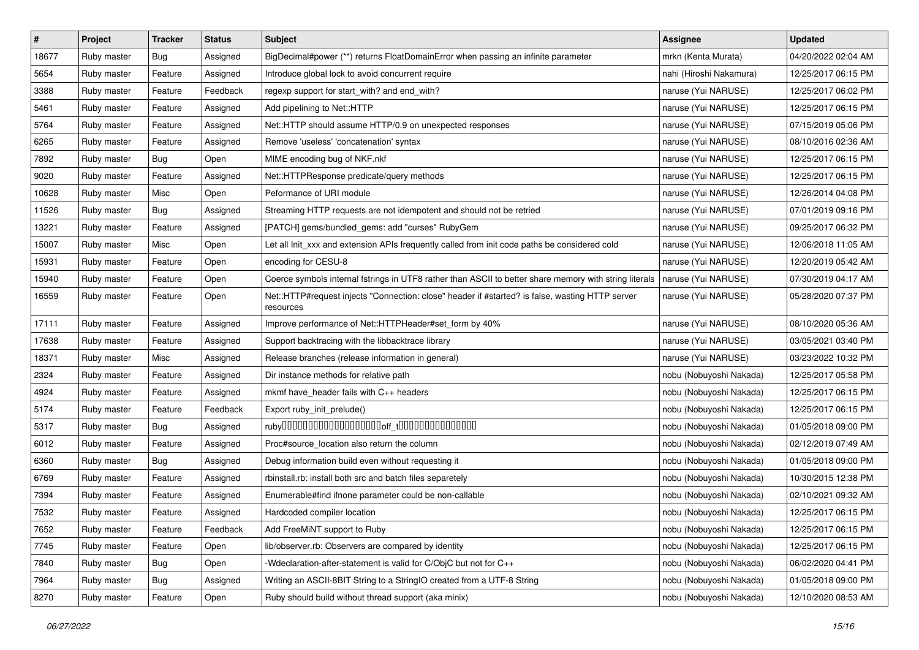| # | Project | Tracker | Status | Subject | Assignee | Updated |
|---|---|---|---|---|---|---|
| 18677 | Ruby master | Bug | Assigned | BigDecimal#power (**) returns FloatDomainError when passing an infinite parameter | mrkn (Kenta Murata) | 04/20/2022 02:04 AM |
| 5654 | Ruby master | Feature | Assigned | Introduce global lock to avoid concurrent require | nahi (Hiroshi Nakamura) | 12/25/2017 06:15 PM |
| 3388 | Ruby master | Feature | Feedback | regexp support for start_with? and end_with? | naruse (Yui NARUSE) | 12/25/2017 06:02 PM |
| 5461 | Ruby master | Feature | Assigned | Add pipelining to Net::HTTP | naruse (Yui NARUSE) | 12/25/2017 06:15 PM |
| 5764 | Ruby master | Feature | Assigned | Net::HTTP should assume HTTP/0.9 on unexpected responses | naruse (Yui NARUSE) | 07/15/2019 05:06 PM |
| 6265 | Ruby master | Feature | Assigned | Remove 'useless' 'concatenation' syntax | naruse (Yui NARUSE) | 08/10/2016 02:36 AM |
| 7892 | Ruby master | Bug | Open | MIME encoding bug of NKF.nkf | naruse (Yui NARUSE) | 12/25/2017 06:15 PM |
| 9020 | Ruby master | Feature | Assigned | Net::HTTPResponse predicate/query methods | naruse (Yui NARUSE) | 12/25/2017 06:15 PM |
| 10628 | Ruby master | Misc | Open | Peformance of URI module | naruse (Yui NARUSE) | 12/26/2014 04:08 PM |
| 11526 | Ruby master | Bug | Assigned | Streaming HTTP requests are not idempotent and should not be retried | naruse (Yui NARUSE) | 07/01/2019 09:16 PM |
| 13221 | Ruby master | Feature | Assigned | [PATCH] gems/bundled_gems: add "curses" RubyGem | naruse (Yui NARUSE) | 09/25/2017 06:32 PM |
| 15007 | Ruby master | Misc | Open | Let all Init_xxx and extension APIs frequently called from init code paths be considered cold | naruse (Yui NARUSE) | 12/06/2018 11:05 AM |
| 15931 | Ruby master | Feature | Open | encoding for CESU-8 | naruse (Yui NARUSE) | 12/20/2019 05:42 AM |
| 15940 | Ruby master | Feature | Open | Coerce symbols internal fstrings in UTF8 rather than ASCII to better share memory with string literals | naruse (Yui NARUSE) | 07/30/2019 04:17 AM |
| 16559 | Ruby master | Feature | Open | Net::HTTP#request injects "Connection: close" header if #started? is false, wasting HTTP server resources | naruse (Yui NARUSE) | 05/28/2020 07:37 PM |
| 17111 | Ruby master | Feature | Assigned | Improve performance of Net::HTTPHeader#set_form by 40% | naruse (Yui NARUSE) | 08/10/2020 05:36 AM |
| 17638 | Ruby master | Feature | Assigned | Support backtracing with the libbacktrace library | naruse (Yui NARUSE) | 03/05/2021 03:40 PM |
| 18371 | Ruby master | Misc | Assigned | Release branches (release information in general) | naruse (Yui NARUSE) | 03/23/2022 10:32 PM |
| 2324 | Ruby master | Feature | Assigned | Dir instance methods for relative path | nobu (Nobuyoshi Nakada) | 12/25/2017 05:58 PM |
| 4924 | Ruby master | Feature | Assigned | mkmf have_header fails with C++ headers | nobu (Nobuyoshi Nakada) | 12/25/2017 06:15 PM |
| 5174 | Ruby master | Feature | Feedback | Export ruby_init_prelude() | nobu (Nobuyoshi Nakada) | 12/25/2017 06:15 PM |
| 5317 | Ruby master | Bug | Assigned | ruby□□□□□□□□□□□□□□□□□□□off_t□□□□□□□□□□□□□□□ | nobu (Nobuyoshi Nakada) | 01/05/2018 09:00 PM |
| 6012 | Ruby master | Feature | Assigned | Proc#source_location also return the column | nobu (Nobuyoshi Nakada) | 02/12/2019 07:49 AM |
| 6360 | Ruby master | Bug | Assigned | Debug information build even without requesting it | nobu (Nobuyoshi Nakada) | 01/05/2018 09:00 PM |
| 6769 | Ruby master | Feature | Assigned | rbinstall.rb: install both src and batch files separetely | nobu (Nobuyoshi Nakada) | 10/30/2015 12:38 PM |
| 7394 | Ruby master | Feature | Assigned | Enumerable#find ifnone parameter could be non-callable | nobu (Nobuyoshi Nakada) | 02/10/2021 09:32 AM |
| 7532 | Ruby master | Feature | Assigned | Hardcoded compiler location | nobu (Nobuyoshi Nakada) | 12/25/2017 06:15 PM |
| 7652 | Ruby master | Feature | Feedback | Add FreeMiNT support to Ruby | nobu (Nobuyoshi Nakada) | 12/25/2017 06:15 PM |
| 7745 | Ruby master | Feature | Open | lib/observer.rb: Observers are compared by identity | nobu (Nobuyoshi Nakada) | 12/25/2017 06:15 PM |
| 7840 | Ruby master | Bug | Open | -Wdeclaration-after-statement is valid for C/ObjC but not for C++ | nobu (Nobuyoshi Nakada) | 06/02/2020 04:41 PM |
| 7964 | Ruby master | Bug | Assigned | Writing an ASCII-8BIT String to a StringIO created from a UTF-8 String | nobu (Nobuyoshi Nakada) | 01/05/2018 09:00 PM |
| 8270 | Ruby master | Feature | Open | Ruby should build without thread support (aka minix) | nobu (Nobuyoshi Nakada) | 12/10/2020 08:53 AM |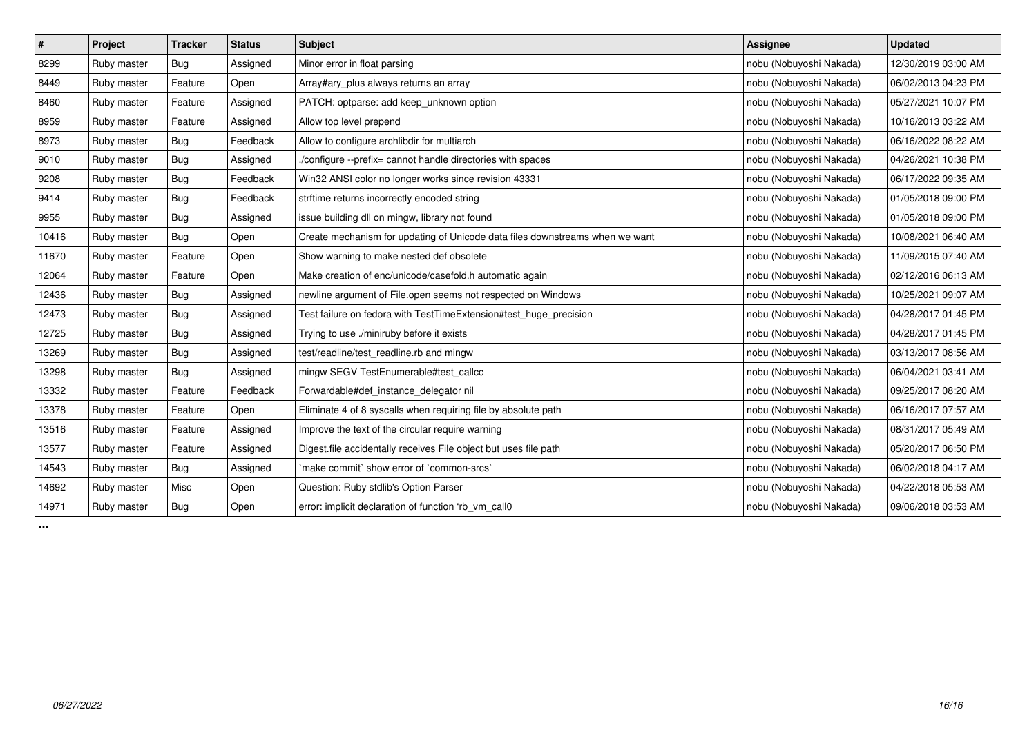| # | Project | Tracker | Status | Subject | Assignee | Updated |
|---|---|---|---|---|---|---|
| 8299 | Ruby master | Bug | Assigned | Minor error in float parsing | nobu (Nobuyoshi Nakada) | 12/30/2019 03:00 AM |
| 8449 | Ruby master | Feature | Open | Array#ary_plus always returns an array | nobu (Nobuyoshi Nakada) | 06/02/2013 04:23 PM |
| 8460 | Ruby master | Feature | Assigned | PATCH: optparse: add keep_unknown option | nobu (Nobuyoshi Nakada) | 05/27/2021 10:07 PM |
| 8959 | Ruby master | Feature | Assigned | Allow top level prepend | nobu (Nobuyoshi Nakada) | 10/16/2013 03:22 AM |
| 8973 | Ruby master | Bug | Feedback | Allow to configure archlibdir for multiarch | nobu (Nobuyoshi Nakada) | 06/16/2022 08:22 AM |
| 9010 | Ruby master | Bug | Assigned | ./configure --prefix= cannot handle directories with spaces | nobu (Nobuyoshi Nakada) | 04/26/2021 10:38 PM |
| 9208 | Ruby master | Bug | Feedback | Win32 ANSI color no longer works since revision 43331 | nobu (Nobuyoshi Nakada) | 06/17/2022 09:35 AM |
| 9414 | Ruby master | Bug | Feedback | strftime returns incorrectly encoded string | nobu (Nobuyoshi Nakada) | 01/05/2018 09:00 PM |
| 9955 | Ruby master | Bug | Assigned | issue building dll on mingw, library not found | nobu (Nobuyoshi Nakada) | 01/05/2018 09:00 PM |
| 10416 | Ruby master | Bug | Open | Create mechanism for updating of Unicode data files downstreams when we want | nobu (Nobuyoshi Nakada) | 10/08/2021 06:40 AM |
| 11670 | Ruby master | Feature | Open | Show warning to make nested def obsolete | nobu (Nobuyoshi Nakada) | 11/09/2015 07:40 AM |
| 12064 | Ruby master | Feature | Open | Make creation of enc/unicode/casefold.h automatic again | nobu (Nobuyoshi Nakada) | 02/12/2016 06:13 AM |
| 12436 | Ruby master | Bug | Assigned | newline argument of File.open seems not respected on Windows | nobu (Nobuyoshi Nakada) | 10/25/2021 09:07 AM |
| 12473 | Ruby master | Bug | Assigned | Test failure on fedora with TestTimeExtension#test_huge_precision | nobu (Nobuyoshi Nakada) | 04/28/2017 01:45 PM |
| 12725 | Ruby master | Bug | Assigned | Trying to use ./miniruby before it exists | nobu (Nobuyoshi Nakada) | 04/28/2017 01:45 PM |
| 13269 | Ruby master | Bug | Assigned | test/readline/test_readline.rb and mingw | nobu (Nobuyoshi Nakada) | 03/13/2017 08:56 AM |
| 13298 | Ruby master | Bug | Assigned | mingw SEGV TestEnumerable#test_callcc | nobu (Nobuyoshi Nakada) | 06/04/2021 03:41 AM |
| 13332 | Ruby master | Feature | Feedback | Forwardable#def_instance_delegator nil | nobu (Nobuyoshi Nakada) | 09/25/2017 08:20 AM |
| 13378 | Ruby master | Feature | Open | Eliminate 4 of 8 syscalls when requiring file by absolute path | nobu (Nobuyoshi Nakada) | 06/16/2017 07:57 AM |
| 13516 | Ruby master | Feature | Assigned | Improve the text of the circular require warning | nobu (Nobuyoshi Nakada) | 08/31/2017 05:49 AM |
| 13577 | Ruby master | Feature | Assigned | Digest.file accidentally receives File object but uses file path | nobu (Nobuyoshi Nakada) | 05/20/2017 06:50 PM |
| 14543 | Ruby master | Bug | Assigned | `make commit` show error of `common-srcs` | nobu (Nobuyoshi Nakada) | 06/02/2018 04:17 AM |
| 14692 | Ruby master | Misc | Open | Question: Ruby stdlib's Option Parser | nobu (Nobuyoshi Nakada) | 04/22/2018 05:53 AM |
| 14971 | Ruby master | Bug | Open | error: implicit declaration of function 'rb_vm_call0 | nobu (Nobuyoshi Nakada) | 09/06/2018 03:53 AM |

...